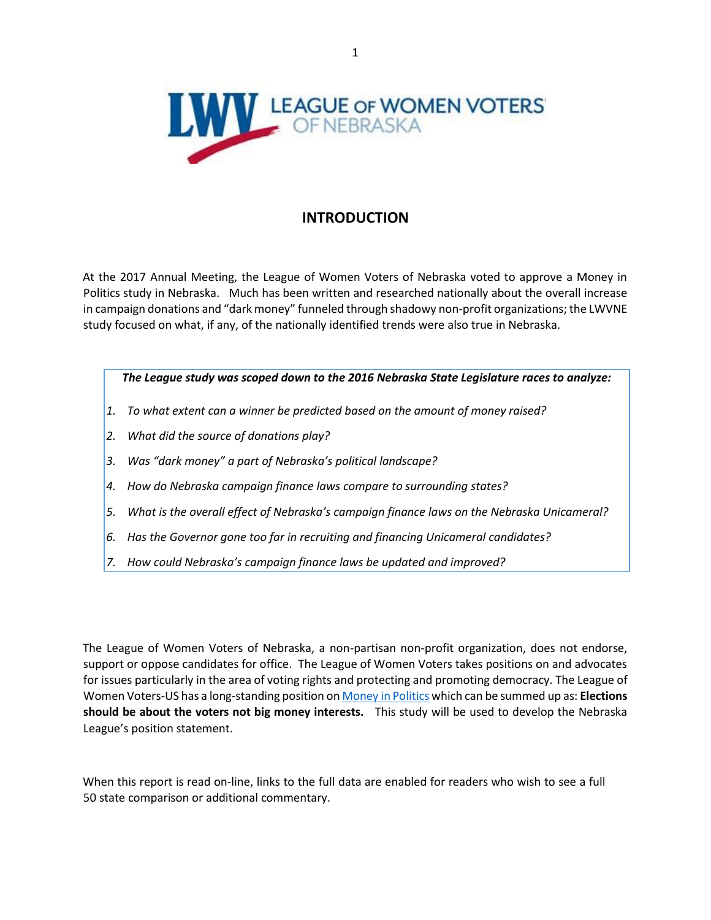LEAGUE OF WOMEN VOTERS OF NEBRASKA

# INTRODUCTION

At the 2017 Annual Meeting, the League of Women Voters of Nebraska voted to approve a Money in Politics study in Nebraska. Much has been written and researched nationally about the overall increase in campaign donations and "dark money" funneled through shadowy non-profit organizations; the LWVNE study focused on what, if any, of the nationally identified trends were also true in Nebraska.

***The League study was scoped down to the 2016 Nebraska State Legislature races to analyze:***

1. *To what extent can a winner be predicted based on the amount of money raised?*
2. *What did the source of donations play?*
3. *Was "dark money" a part of Nebraska's political landscape?*
4. *How do Nebraska campaign finance laws compare to surrounding states?*
5. *What is the overall effect of Nebraska's campaign finance laws on the Nebraska Unicameral?*
6. *Has the Governor gone too far in recruiting and financing Unicameral candidates?*
7. *How could Nebraska's campaign finance laws be updated and improved?*

The League of Women Voters of Nebraska, a non-partisan non-profit organization, does not endorse, support or oppose candidates for office. The League of Women Voters takes positions on and advocates for issues particularly in the area of voting rights and protecting and promoting democracy. The League of Women Voters-US has a long-standing position on Money in Politics which can be summed up as: **Elections should be about the voters not big money interests.** This study will be used to develop the Nebraska League's position statement.

When this report is read on-line, links to the full data are enabled for readers who wish to see a full 50 state comparison or additional commentary.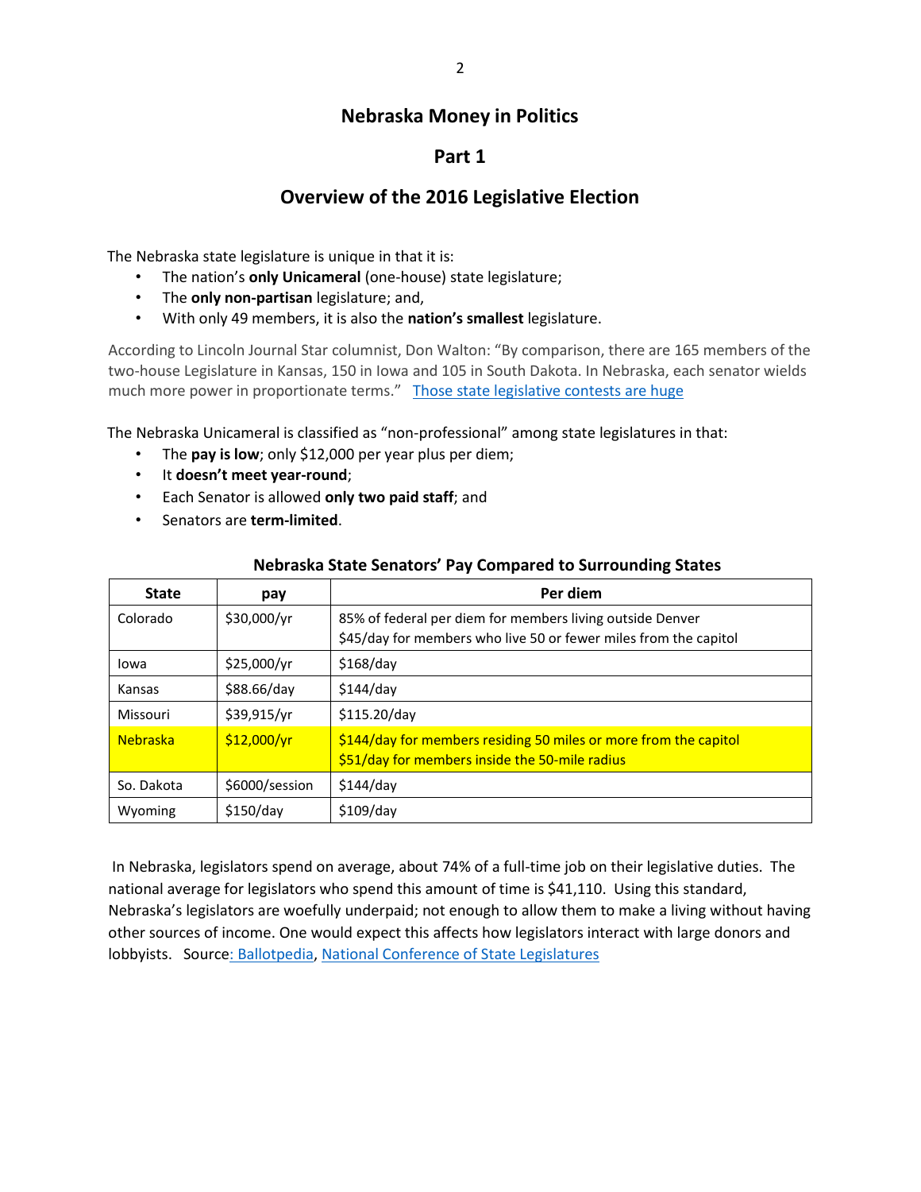# Nebraska Money in Politics

## Part 1

## Overview of the 2016 Legislative Election

The Nebraska state legislature is unique in that it is:

- The nation's **only Unicameral** (one-house) state legislature;
- The **only non-partisan** legislature; and,
- With only 49 members, it is also the **nation's smallest** legislature.

According to Lincoln Journal Star columnist, Don Walton: "By comparison, there are 165 members of the two-house Legislature in Kansas, 150 in Iowa and 105 in South Dakota. In Nebraska, each senator wields much more power in proportionate terms." [Those state legislative contests are huge]

The Nebraska Unicameral is classified as "non-professional" among state legislatures in that:

- The **pay is low**; only $12,000 per year plus per diem;
- It **doesn't meet year-round**;
- Each Senator is allowed **only two paid staff**; and
- Senators are **term-limited**.

**Nebraska State Senators' Pay Compared to Surrounding States**

| State | pay | Per diem |
|---|---|---|
| Colorado | $30,000/yr | 85% of federal per diem for members living outside Denver<br>$45/day for members who live 50 or fewer miles from the capitol |
| Iowa | $25,000/yr | $168/day |
| Kansas | $88.66/day | $144/day |
| Missouri | $39,915/yr | $115.20/day |
| Nebraska | $12,000/yr | $144/day for members residing 50 miles or more from the capitol<br>$51/day for members inside the 50-mile radius |
| So. Dakota | $6000/session | $144/day |
| Wyoming | $150/day | $109/day |

In Nebraska, legislators spend on average, about 74% of a full-time job on their legislative duties. The national average for legislators who spend this amount of time is $41,110. Using this standard, Nebraska's legislators are woefully underpaid; not enough to allow them to make a living without having other sources of income. One would expect this affects how legislators interact with large donors and lobbyists. Source: Ballotpedia, National Conference of State Legislatures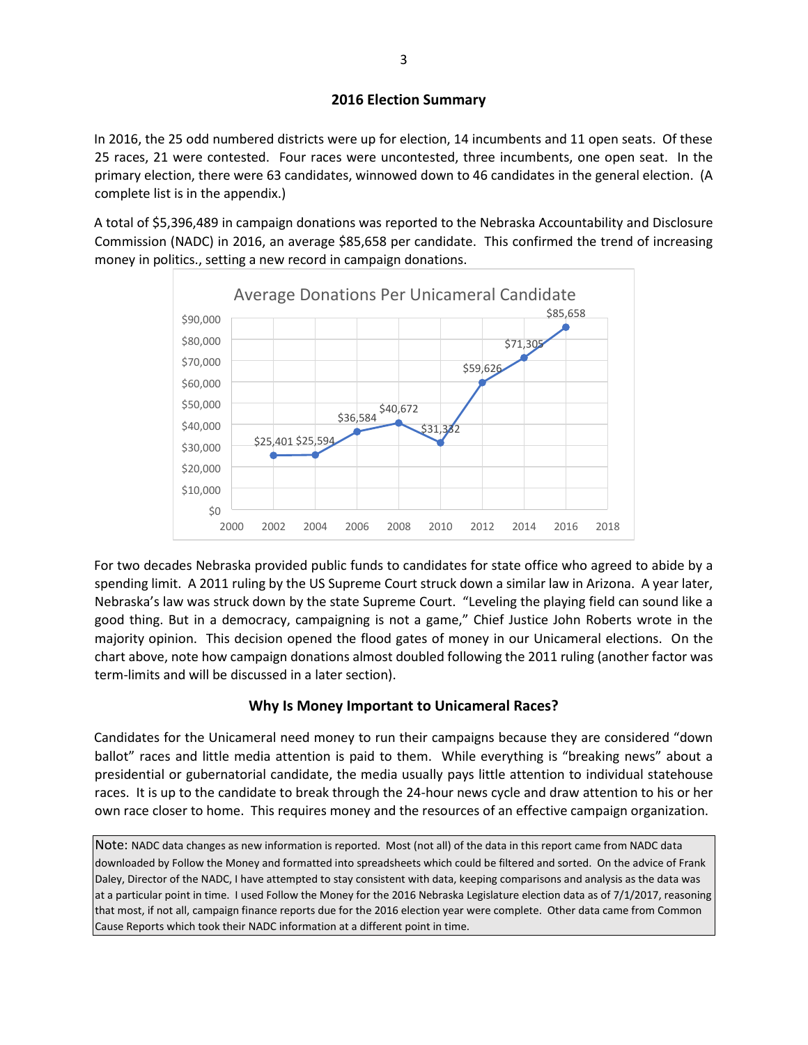### 2016 Election Summary

In 2016, the 25 odd numbered districts were up for election, 14 incumbents and 11 open seats. Of these 25 races, 21 were contested. Four races were uncontested, three incumbents, one open seat. In the primary election, there were 63 candidates, winnowed down to 46 candidates in the general election. (A complete list is in the appendix.)

A total of $5,396,489 in campaign donations was reported to the Nebraska Accountability and Disclosure Commission (NADC) in 2016, an average $85,658 per candidate. This confirmed the trend of increasing money in politics., setting a new record in campaign donations.

**Average Donations Per Unicameral Candidate**

| Year | Average Donations |
|---|---|
| 2002 | $25,401 |
| 2004 | $25,594 |
| 2006 | $36,584 |
| 2008 | $40,672 |
| 2010 | $31,332 |
| 2012 | $59,626 |
| 2014 | $71,305 |
| 2016 | $85,658 |

For two decades Nebraska provided public funds to candidates for state office who agreed to abide by a spending limit. A 2011 ruling by the US Supreme Court struck down a similar law in Arizona. A year later, Nebraska's law was struck down by the state Supreme Court. "Leveling the playing field can sound like a good thing. But in a democracy, campaigning is not a game," Chief Justice John Roberts wrote in the majority opinion. This decision opened the flood gates of money in our Unicameral elections. On the chart above, note how campaign donations almost doubled following the 2011 ruling (another factor was term-limits and will be discussed in a later section).

### Why Is Money Important to Unicameral Races?

Candidates for the Unicameral need money to run their campaigns because they are considered "down ballot" races and little media attention is paid to them. While everything is "breaking news" about a presidential or gubernatorial candidate, the media usually pays little attention to individual statehouse races. It is up to the candidate to break through the 24-hour news cycle and draw attention to his or her own race closer to home. This requires money and the resources of an effective campaign organization.

Note: NADC data changes as new information is reported. Most (not all) of the data in this report came from NADC data downloaded by Follow the Money and formatted into spreadsheets which could be filtered and sorted. On the advice of Frank Daley, Director of the NADC, I have attempted to stay consistent with data, keeping comparisons and analysis as the data was at a particular point in time. I used Follow the Money for the 2016 Nebraska Legislature election data as of 7/1/2017, reasoning that most, if not all, campaign finance reports due for the 2016 election year were complete. Other data came from Common Cause Reports which took their NADC information at a different point in time.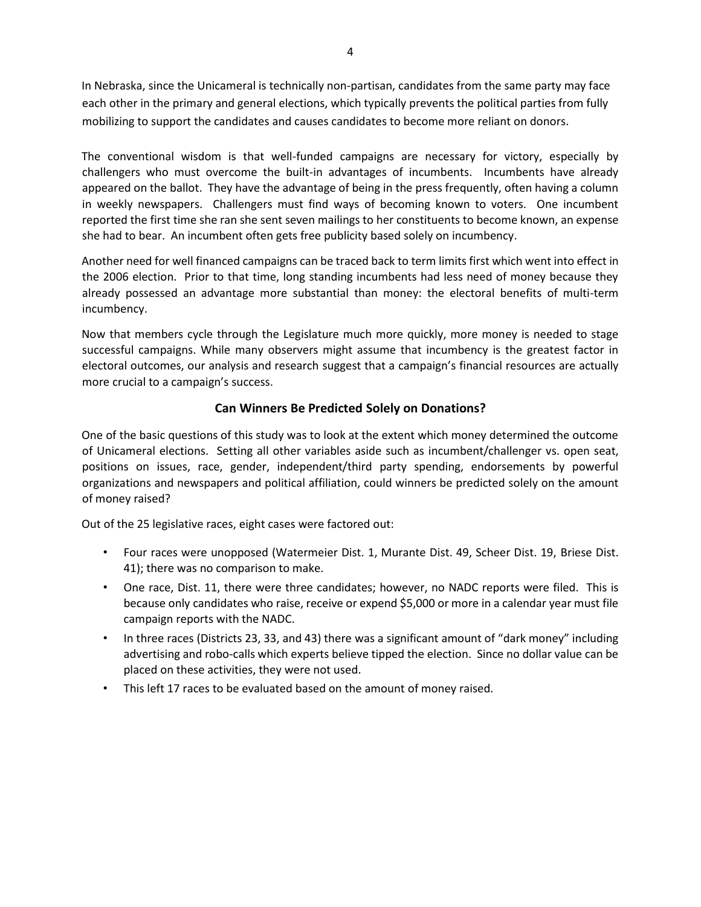In Nebraska, since the Unicameral is technically non-partisan, candidates from the same party may face each other in the primary and general elections, which typically prevents the political parties from fully mobilizing to support the candidates and causes candidates to become more reliant on donors.

The conventional wisdom is that well-funded campaigns are necessary for victory, especially by challengers who must overcome the built-in advantages of incumbents. Incumbents have already appeared on the ballot. They have the advantage of being in the press frequently, often having a column in weekly newspapers. Challengers must find ways of becoming known to voters. One incumbent reported the first time she ran she sent seven mailings to her constituents to become known, an expense she had to bear. An incumbent often gets free publicity based solely on incumbency.

Another need for well financed campaigns can be traced back to term limits first which went into effect in the 2006 election. Prior to that time, long standing incumbents had less need of money because they already possessed an advantage more substantial than money: the electoral benefits of multi-term incumbency.

Now that members cycle through the Legislature much more quickly, more money is needed to stage successful campaigns. While many observers might assume that incumbency is the greatest factor in electoral outcomes, our analysis and research suggest that a campaign's financial resources are actually more crucial to a campaign's success.

## Can Winners Be Predicted Solely on Donations?

One of the basic questions of this study was to look at the extent which money determined the outcome of Unicameral elections. Setting all other variables aside such as incumbent/challenger vs. open seat, positions on issues, race, gender, independent/third party spending, endorsements by powerful organizations and newspapers and political affiliation, could winners be predicted solely on the amount of money raised?

Out of the 25 legislative races, eight cases were factored out:

- Four races were unopposed (Watermeier Dist. 1, Murante Dist. 49, Scheer Dist. 19, Briese Dist. 41); there was no comparison to make.
- One race, Dist. 11, there were three candidates; however, no NADC reports were filed. This is because only candidates who raise, receive or expend $5,000 or more in a calendar year must file campaign reports with the NADC.
- In three races (Districts 23, 33, and 43) there was a significant amount of "dark money" including advertising and robo-calls which experts believe tipped the election. Since no dollar value can be placed on these activities, they were not used.
- This left 17 races to be evaluated based on the amount of money raised.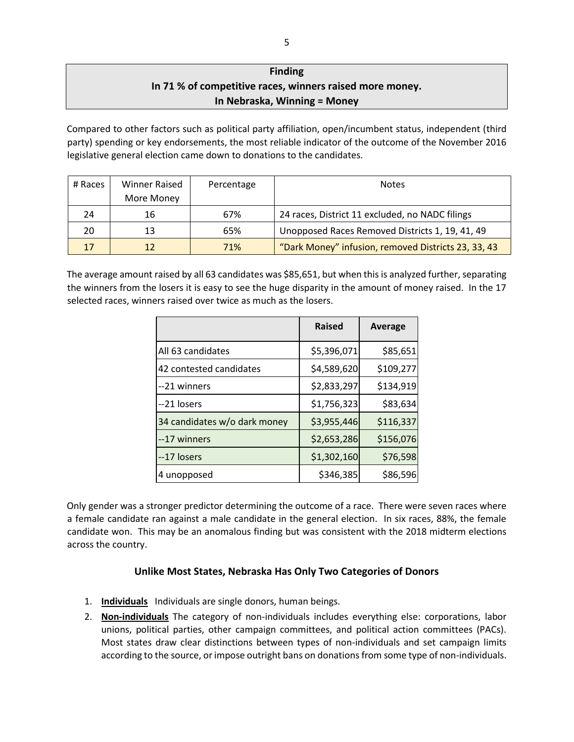**Finding**
**In 71 % of competitive races, winners raised more money.**
**In Nebraska, Winning = Money**

Compared to other factors such as political party affiliation, open/incumbent status, independent (third party) spending or key endorsements, the most reliable indicator of the outcome of the November 2016 legislative general election came down to donations to the candidates.

| # Races | Winner Raised More Money | Percentage | Notes |
|---|---|---|---|
| 24 | 16 | 67% | 24 races, District 11 excluded, no NADC filings |
| 20 | 13 | 65% | Unopposed Races Removed Districts 1, 19, 41, 49 |
| 17 | 12 | 71% | "Dark Money" infusion, removed Districts 23, 33, 43 |

The average amount raised by all 63 candidates was $85,651, but when this is analyzed further, separating the winners from the losers it is easy to see the huge disparity in the amount of money raised. In the 17 selected races, winners raised over twice as much as the losers.

| | Raised | Average |
|---|---|---|
| All 63 candidates | $5,396,071 | $85,651 |
| 42 contested candidates | $4,589,620 | $109,277 |
| --21 winners | $2,833,297 | $134,919 |
| --21 losers | $1,756,323 | $83,634 |
| 34 candidates w/o dark money | $3,955,446 | $116,337 |
| --17 winners | $2,653,286 | $156,076 |
| --17 losers | $1,302,160 | $76,598 |
| 4 unopposed | $346,385 | $86,596 |

Only gender was a stronger predictor determining the outcome of a race. There were seven races where a female candidate ran against a male candidate in the general election. In six races, 88%, the female candidate won. This may be an anomalous finding but was consistent with the 2018 midterm elections across the country.

### Unlike Most States, Nebraska Has Only Two Categories of Donors

1. **Individuals** Individuals are single donors, human beings.
2. **Non-individuals** The category of non-individuals includes everything else: corporations, labor unions, political parties, other campaign committees, and political action committees (PACs). Most states draw clear distinctions between types of non-individuals and set campaign limits according to the source, or impose outright bans on donations from some type of non-individuals.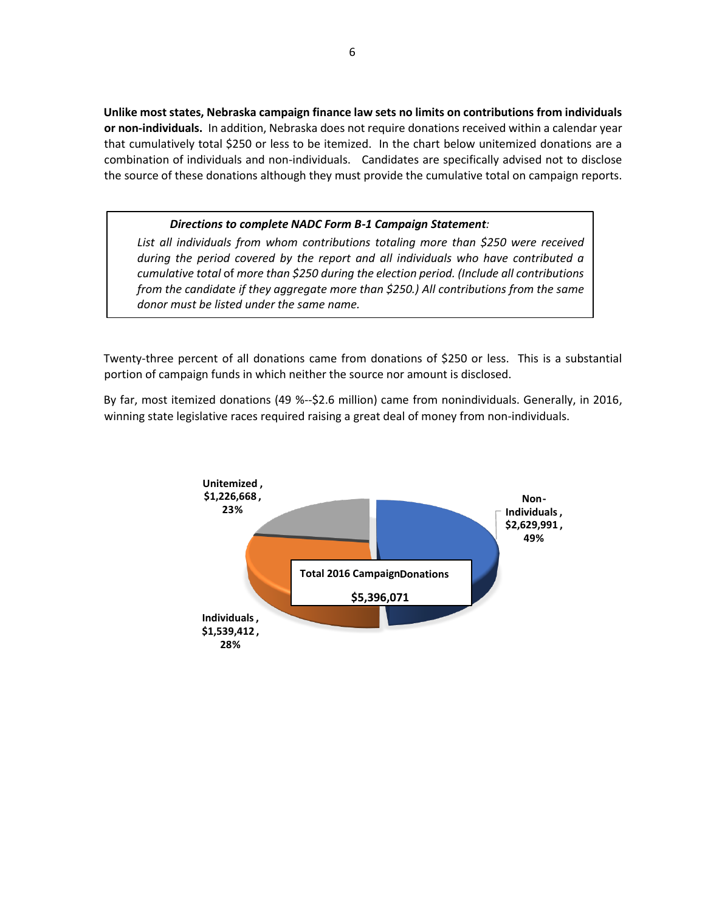**Unlike most states, Nebraska campaign finance law sets no limits on contributions from individuals or non-individuals.** In addition, Nebraska does not require donations received within a calendar year that cumulatively total $250 or less to be itemized. In the chart below unitemized donations are a combination of individuals and non-individuals. Candidates are specifically advised not to disclose the source of these donations although they must provide the cumulative total on campaign reports.

> ***Directions to complete NADC Form B-1 Campaign Statement:***
>
> *List all individuals from whom contributions totaling more than $250 were received during the period covered by the report and all individuals who have contributed a cumulative total* of *more than $250 during the election period. (Include all contributions from the candidate if they aggregate more than $250.) All contributions from the same donor must be listed under the same name.*

Twenty-three percent of all donations came from donations of $250 or less. This is a substantial portion of campaign funds in which neither the source nor amount is disclosed.

By far, most itemized donations (49 %--$2.6 million) came from nonindividuals. Generally, in 2016, winning state legislative races required raising a great deal of money from non-individuals.

**Total 2016 CampaignDonations**

**$5,396,071**

| Category | Amount | Percent |
| --- | --- | --- |
| Non-Individuals | $2,629,991 | 49% |
| Individuals | $1,539,412 | 28% |
| Unitemized | $1,226,668 | 23% |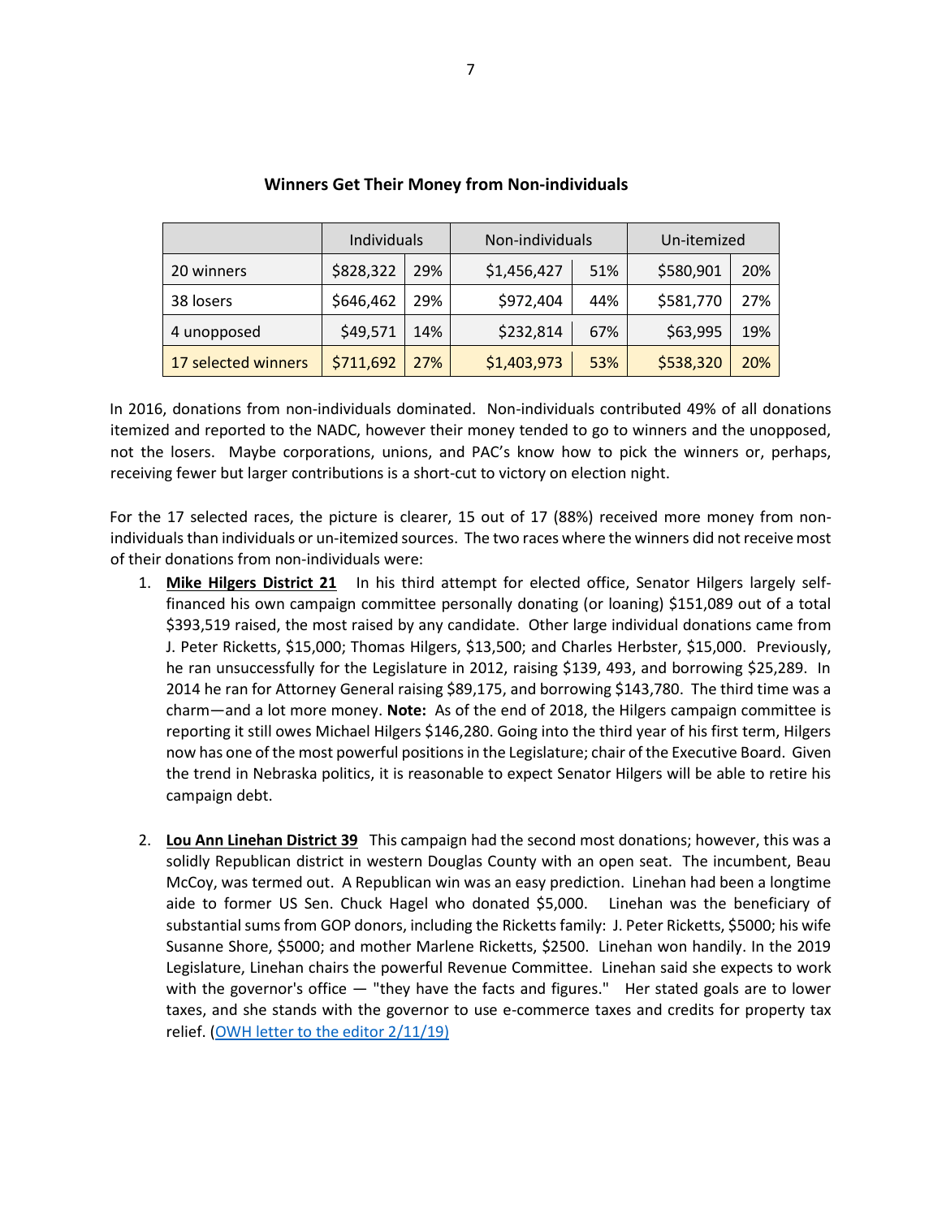### Winners Get Their Money from Non-individuals

| | Individuals | | Non-individuals | | Un-itemized | |
|---|---|---|---|---|---|---|
| 20 winners | $828,322 | 29% | $1,456,427 | 51% | $580,901 | 20% |
| 38 losers | $646,462 | 29% | $972,404 | 44% | $581,770 | 27% |
| 4 unopposed | $49,571 | 14% | $232,814 | 67% | $63,995 | 19% |
| 17 selected winners | $711,692 | 27% | $1,403,973 | 53% | $538,320 | 20% |

In 2016, donations from non-individuals dominated. Non-individuals contributed 49% of all donations itemized and reported to the NADC, however their money tended to go to winners and the unopposed, not the losers. Maybe corporations, unions, and PAC's know how to pick the winners or, perhaps, receiving fewer but larger contributions is a short-cut to victory on election night.

For the 17 selected races, the picture is clearer, 15 out of 17 (88%) received more money from non-individuals than individuals or un-itemized sources. The two races where the winners did not receive most of their donations from non-individuals were:

1. **Mike Hilgers District 21** In his third attempt for elected office, Senator Hilgers largely self-financed his own campaign committee personally donating (or loaning) $151,089 out of a total $393,519 raised, the most raised by any candidate. Other large individual donations came from J. Peter Ricketts, $15,000; Thomas Hilgers, $13,500; and Charles Herbster, $15,000. Previously, he ran unsuccessfully for the Legislature in 2012, raising $139, 493, and borrowing $25,289. In 2014 he ran for Attorney General raising $89,175, and borrowing $143,780. The third time was a charm—and a lot more money. **Note:** As of the end of 2018, the Hilgers campaign committee is reporting it still owes Michael Hilgers $146,280. Going into the third year of his first term, Hilgers now has one of the most powerful positions in the Legislature; chair of the Executive Board. Given the trend in Nebraska politics, it is reasonable to expect Senator Hilgers will be able to retire his campaign debt.

2. **Lou Ann Linehan District 39** This campaign had the second most donations; however, this was a solidly Republican district in western Douglas County with an open seat. The incumbent, Beau McCoy, was termed out. A Republican win was an easy prediction. Linehan had been a longtime aide to former US Sen. Chuck Hagel who donated $5,000. Linehan was the beneficiary of substantial sums from GOP donors, including the Ricketts family: J. Peter Ricketts, $5000; his wife Susanne Shore, $5000; and mother Marlene Ricketts, $2500. Linehan won handily. In the 2019 Legislature, Linehan chairs the powerful Revenue Committee. Linehan said she expects to work with the governor's office — "they have the facts and figures." Her stated goals are to lower taxes, and she stands with the governor to use e-commerce taxes and credits for property tax relief. (OWH letter to the editor 2/11/19)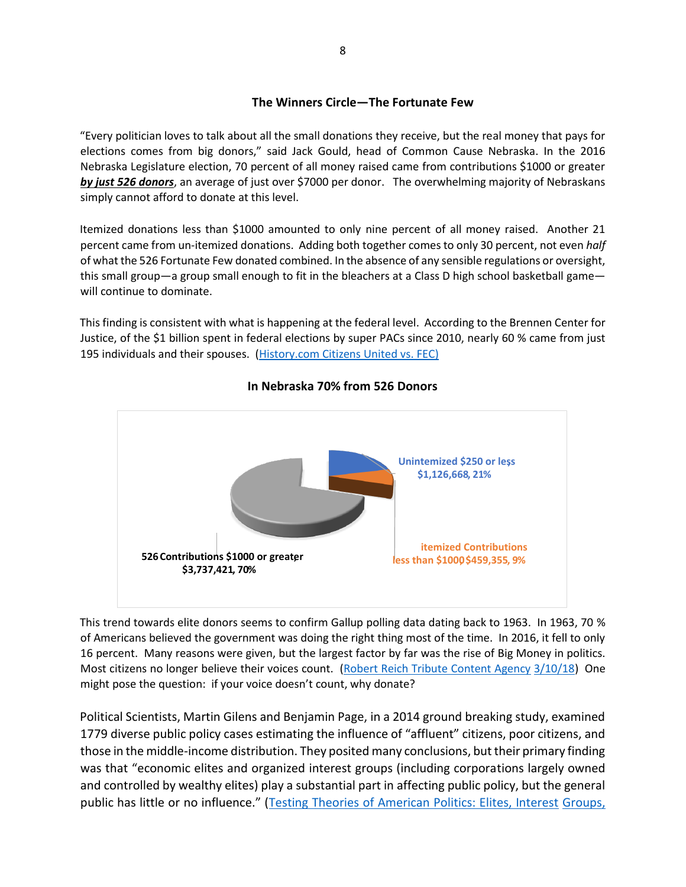### The Winners Circle—The Fortunate Few

"Every politician loves to talk about all the small donations they receive, but the real money that pays for elections comes from big donors," said Jack Gould, head of Common Cause Nebraska. In the 2016 Nebraska Legislature election, 70 percent of all money raised came from contributions $1000 or greater ***by just 526 donors***, an average of just over $7000 per donor. The overwhelming majority of Nebraskans simply cannot afford to donate at this level.

Itemized donations less than $1000 amounted to only nine percent of all money raised. Another 21 percent came from un-itemized donations. Adding both together comes to only 30 percent, not even *half* of what the 526 Fortunate Few donated combined. In the absence of any sensible regulations or oversight, this small group—a group small enough to fit in the bleachers at a Class D high school basketball game—will continue to dominate.

This finding is consistent with what is happening at the federal level. According to the Brennen Center for Justice, of the $1 billion spent in federal elections by super PACs since 2010, nearly 60 % came from just 195 individuals and their spouses. (History.com Citizens United vs. FEC)

**In Nebraska 70% from 526 Donors**

Unintemized $250 or less $1,126,668, 21%

itemized Contributions less than $1000 $459,355, 9%

526 Contributions $1000 or greater $3,737,421, 70%

This trend towards elite donors seems to confirm Gallup polling data dating back to 1963. In 1963, 70 % of Americans believed the government was doing the right thing most of the time. In 2016, it fell to only 16 percent. Many reasons were given, but the largest factor by far was the rise of Big Money in politics. Most citizens no longer believe their voices count. (Robert Reich Tribute Content Agency 3/10/18) One might pose the question: if your voice doesn't count, why donate?

Political Scientists, Martin Gilens and Benjamin Page, in a 2014 ground breaking study, examined 1779 diverse public policy cases estimating the influence of "affluent" citizens, poor citizens, and those in the middle-income distribution. They posited many conclusions, but their primary finding was that "economic elites and organized interest groups (including corporations largely owned and controlled by wealthy elites) play a substantial part in affecting public policy, but the general public has little or no influence." (Testing Theories of American Politics: Elites, Interest Groups,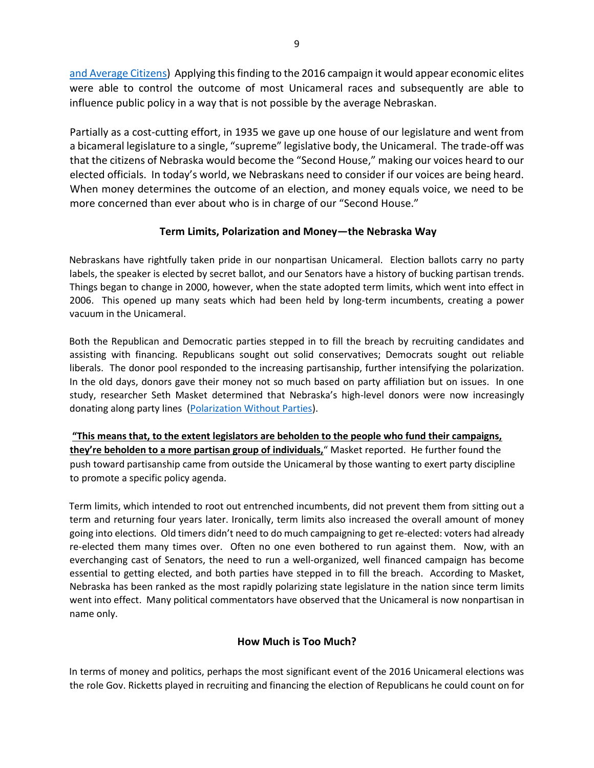[and Average Citizens](#)) Applying this finding to the 2016 campaign it would appear economic elites were able to control the outcome of most Unicameral races and subsequently are able to influence public policy in a way that is not possible by the average Nebraskan.

Partially as a cost-cutting effort, in 1935 we gave up one house of our legislature and went from a bicameral legislature to a single, "supreme" legislative body, the Unicameral. The trade-off was that the citizens of Nebraska would become the "Second House," making our voices heard to our elected officials. In today's world, we Nebraskans need to consider if our voices are being heard. When money determines the outcome of an election, and money equals voice, we need to be more concerned than ever about who is in charge of our "Second House."

### Term Limits, Polarization and Money—the Nebraska Way

Nebraskans have rightfully taken pride in our nonpartisan Unicameral. Election ballots carry no party labels, the speaker is elected by secret ballot, and our Senators have a history of bucking partisan trends. Things began to change in 2000, however, when the state adopted term limits, which went into effect in 2006. This opened up many seats which had been held by long-term incumbents, creating a power vacuum in the Unicameral.

Both the Republican and Democratic parties stepped in to fill the breach by recruiting candidates and assisting with financing. Republicans sought out solid conservatives; Democrats sought out reliable liberals. The donor pool responded to the increasing partisanship, further intensifying the polarization. In the old days, donors gave their money not so much based on party affiliation but on issues. In one study, researcher Seth Masket determined that Nebraska's high-level donors were now increasingly donating along party lines ([Polarization Without Parties](#)).

**"This means that, to the extent legislators are beholden to the people who fund their campaigns, they're beholden to a more partisan group of individuals,"** Masket reported. He further found the push toward partisanship came from outside the Unicameral by those wanting to exert party discipline to promote a specific policy agenda.

Term limits, which intended to root out entrenched incumbents, did not prevent them from sitting out a term and returning four years later. Ironically, term limits also increased the overall amount of money going into elections. Old timers didn't need to do much campaigning to get re-elected: voters had already re-elected them many times over. Often no one even bothered to run against them. Now, with an everchanging cast of Senators, the need to run a well-organized, well financed campaign has become essential to getting elected, and both parties have stepped in to fill the breach. According to Masket, Nebraska has been ranked as the most rapidly polarizing state legislature in the nation since term limits went into effect. Many political commentators have observed that the Unicameral is now nonpartisan in name only.

### How Much is Too Much?

In terms of money and politics, perhaps the most significant event of the 2016 Unicameral elections was the role Gov. Ricketts played in recruiting and financing the election of Republicans he could count on for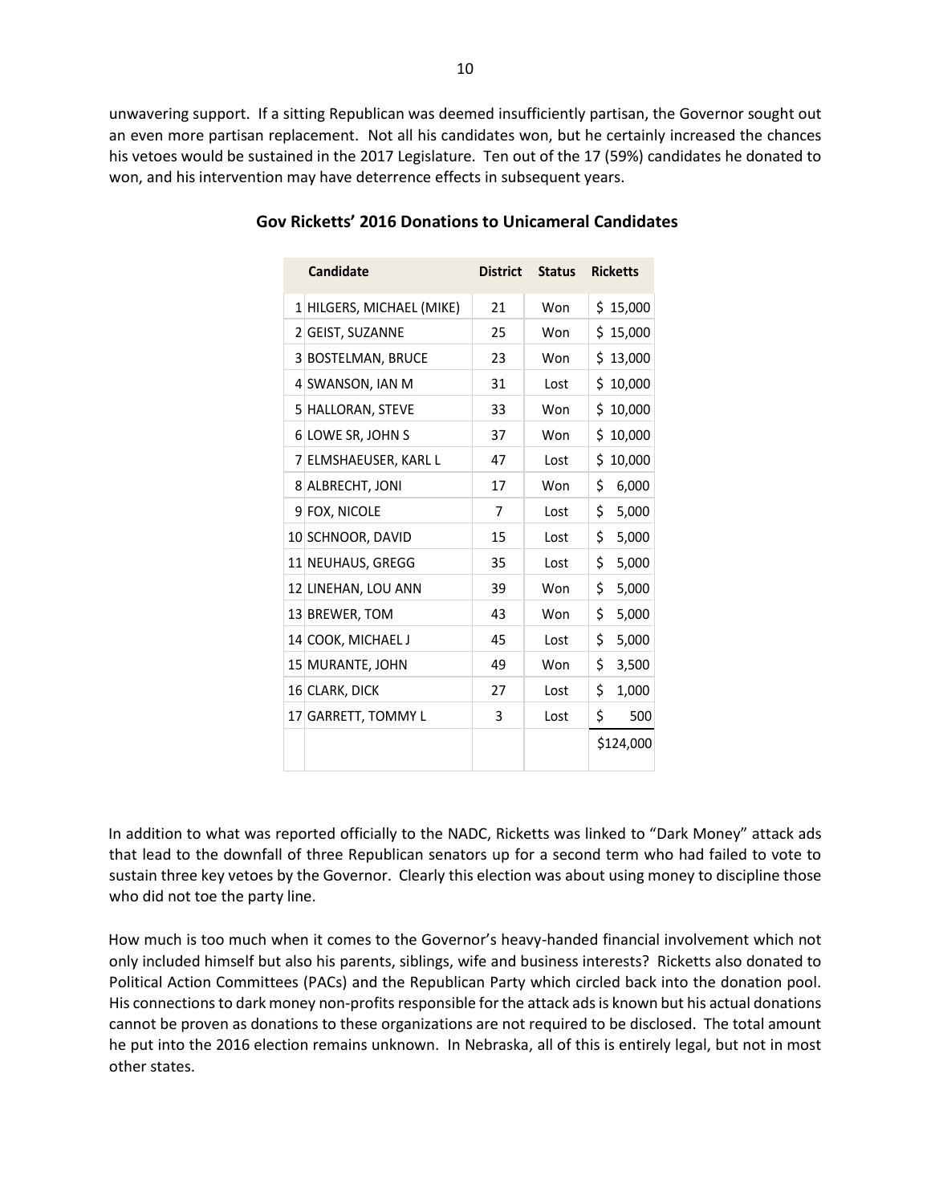unwavering support. If a sitting Republican was deemed insufficiently partisan, the Governor sought out an even more partisan replacement. Not all his candidates won, but he certainly increased the chances his vetoes would be sustained in the 2017 Legislature. Ten out of the 17 (59%) candidates he donated to won, and his intervention may have deterrence effects in subsequent years.

**Gov Ricketts' 2016 Donations to Unicameral Candidates**

| | Candidate | District | Status | Ricketts |
|---|---|---|---|---|
| 1 | HILGERS, MICHAEL (MIKE) | 21 | Won | $ 15,000 |
| 2 | GEIST, SUZANNE | 25 | Won | $ 15,000 |
| 3 | BOSTELMAN, BRUCE | 23 | Won | $ 13,000 |
| 4 | SWANSON, IAN M | 31 | Lost | $ 10,000 |
| 5 | HALLORAN, STEVE | 33 | Won | $ 10,000 |
| 6 | LOWE SR, JOHN S | 37 | Won | $ 10,000 |
| 7 | ELMSHAEUSER, KARL L | 47 | Lost | $ 10,000 |
| 8 | ALBRECHT, JONI | 17 | Won | $ 6,000 |
| 9 | FOX, NICOLE | 7 | Lost | $ 5,000 |
| 10 | SCHNOOR, DAVID | 15 | Lost | $ 5,000 |
| 11 | NEUHAUS, GREGG | 35 | Lost | $ 5,000 |
| 12 | LINEHAN, LOU ANN | 39 | Won | $ 5,000 |
| 13 | BREWER, TOM | 43 | Won | $ 5,000 |
| 14 | COOK, MICHAEL J | 45 | Lost | $ 5,000 |
| 15 | MURANTE, JOHN | 49 | Won | $ 3,500 |
| 16 | CLARK, DICK | 27 | Lost | $ 1,000 |
| 17 | GARRETT, TOMMY L | 3 | Lost | $ 500 |
| | | | | $124,000 |

In addition to what was reported officially to the NADC, Ricketts was linked to "Dark Money" attack ads that lead to the downfall of three Republican senators up for a second term who had failed to vote to sustain three key vetoes by the Governor. Clearly this election was about using money to discipline those who did not toe the party line.

How much is too much when it comes to the Governor's heavy-handed financial involvement which not only included himself but also his parents, siblings, wife and business interests? Ricketts also donated to Political Action Committees (PACs) and the Republican Party which circled back into the donation pool. His connections to dark money non-profits responsible for the attack ads is known but his actual donations cannot be proven as donations to these organizations are not required to be disclosed. The total amount he put into the 2016 election remains unknown. In Nebraska, all of this is entirely legal, but not in most other states.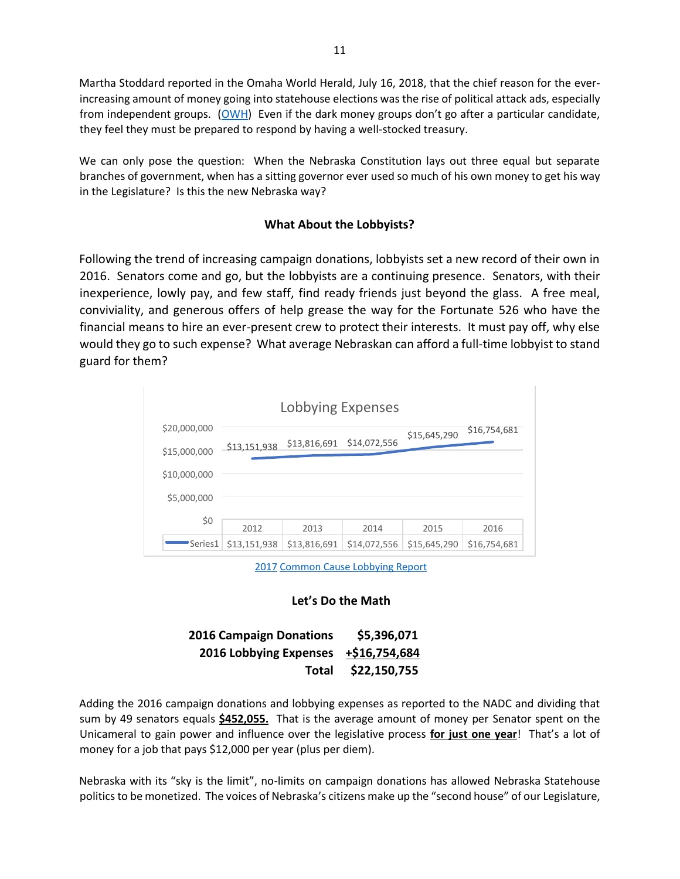Martha Stoddard reported in the Omaha World Herald, July 16, 2018, that the chief reason for the ever-increasing amount of money going into statehouse elections was the rise of political attack ads, especially from independent groups. (OWH) Even if the dark money groups don't go after a particular candidate, they feel they must be prepared to respond by having a well-stocked treasury.

We can only pose the question: When the Nebraska Constitution lays out three equal but separate branches of government, when has a sitting governor ever used so much of his own money to get his way in the Legislature? Is this the new Nebraska way?

### What About the Lobbyists?

Following the trend of increasing campaign donations, lobbyists set a new record of their own in 2016. Senators come and go, but the lobbyists are a continuing presence. Senators, with their inexperience, lowly pay, and few staff, find ready friends just beyond the glass. A free meal, conviviality, and generous offers of help grease the way for the Fortunate 526 who have the financial means to hire an ever-present crew to protect their interests. It must pay off, why else would they go to such expense? What average Nebraskan can afford a full-time lobbyist to stand guard for them?

**Lobbying Expenses**

| | 2012 | 2013 | 2014 | 2015 | 2016 |
|---|---|---|---|---|---|
| Series1 | $13,151,938 | $13,816,691 | $14,072,556 | $15,645,290 | $16,754,681 |

2017 Common Cause Lobbying Report

### Let's Do the Math

| | |
|---|---|
| **2016 Campaign Donations** | **$5,396,071** |
| **2016 Lobbying Expenses** | **+$16,754,684** |
| **Total** | **$22,150,755** |

Adding the 2016 campaign donations and lobbying expenses as reported to the NADC and dividing that sum by 49 senators equals **$452,055.** That is the average amount of money per Senator spent on the Unicameral to gain power and influence over the legislative process **for just one year**! That's a lot of money for a job that pays $12,000 per year (plus per diem).

Nebraska with its "sky is the limit", no-limits on campaign donations has allowed Nebraska Statehouse politics to be monetized. The voices of Nebraska's citizens make up the "second house" of our Legislature,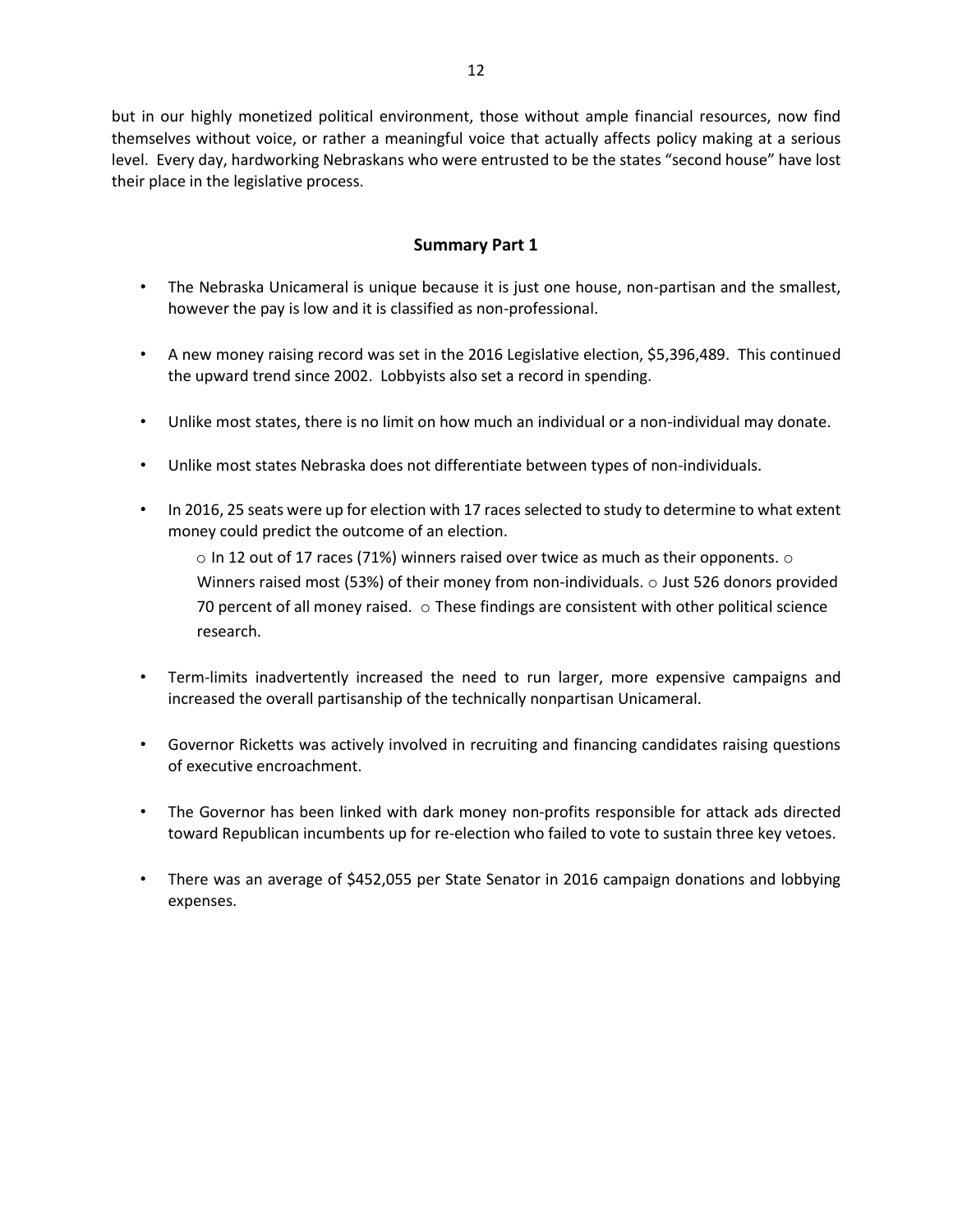but in our highly monetized political environment, those without ample financial resources, now find themselves without voice, or rather a meaningful voice that actually affects policy making at a serious level. Every day, hardworking Nebraskans who were entrusted to be the states "second house" have lost their place in the legislative process.

## Summary Part 1

- The Nebraska Unicameral is unique because it is just one house, non-partisan and the smallest, however the pay is low and it is classified as non-professional.
- A new money raising record was set in the 2016 Legislative election, $5,396,489. This continued the upward trend since 2002. Lobbyists also set a record in spending.
- Unlike most states, there is no limit on how much an individual or a non-individual may donate.
- Unlike most states Nebraska does not differentiate between types of non-individuals.
- In 2016, 25 seats were up for election with 17 races selected to study to determine to what extent money could predict the outcome of an election.
  - In 12 out of 17 races (71%) winners raised over twice as much as their opponents.
  - Winners raised most (53%) of their money from non-individuals.
  - Just 526 donors provided 70 percent of all money raised.
  - These findings are consistent with other political science research.
- Term-limits inadvertently increased the need to run larger, more expensive campaigns and increased the overall partisanship of the technically nonpartisan Unicameral.
- Governor Ricketts was actively involved in recruiting and financing candidates raising questions of executive encroachment.
- The Governor has been linked with dark money non-profits responsible for attack ads directed toward Republican incumbents up for re-election who failed to vote to sustain three key vetoes.
- There was an average of $452,055 per State Senator in 2016 campaign donations and lobbying expenses.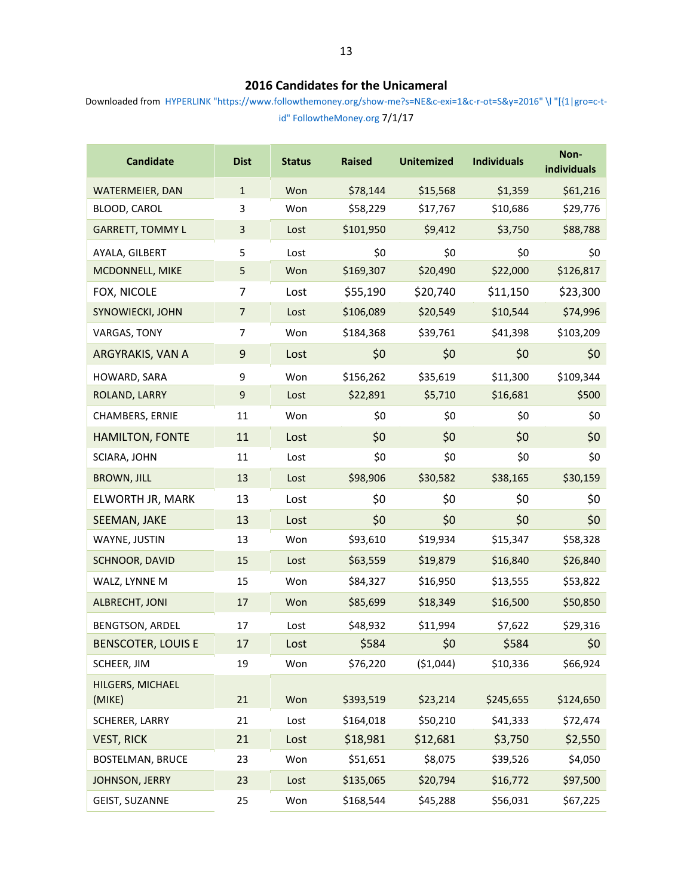## 2016 Candidates for the Unicameral

Downloaded from HYPERLINK "https://www.followthemoney.org/show-me?s=NE&c-exi=1&c-r-ot=S&y=2016" \l "[{1|gro=c-t-id" FollowtheMoney.org 7/1/17

| Candidate | Dist | Status | Raised | Unitemized | Individuals | Non-individuals |
|---|---|---|---|---|---|---|
| WATERMEIER, DAN | 1 | Won | $78,144 | $15,568 | $1,359 | $61,216 |
| BLOOD, CAROL | 3 | Won | $58,229 | $17,767 | $10,686 | $29,776 |
| GARRETT, TOMMY L | 3 | Lost | $101,950 | $9,412 | $3,750 | $88,788 |
| AYALA, GILBERT | 5 | Lost | $0 | $0 | $0 | $0 |
| MCDONNELL, MIKE | 5 | Won | $169,307 | $20,490 | $22,000 | $126,817 |
| FOX, NICOLE | 7 | Lost | $55,190 | $20,740 | $11,150 | $23,300 |
| SYNOWIECKI, JOHN | 7 | Lost | $106,089 | $20,549 | $10,544 | $74,996 |
| VARGAS, TONY | 7 | Won | $184,368 | $39,761 | $41,398 | $103,209 |
| ARGYRAKIS, VAN A | 9 | Lost | $0 | $0 | $0 | $0 |
| HOWARD, SARA | 9 | Won | $156,262 | $35,619 | $11,300 | $109,344 |
| ROLAND, LARRY | 9 | Lost | $22,891 | $5,710 | $16,681 | $500 |
| CHAMBERS, ERNIE | 11 | Won | $0 | $0 | $0 | $0 |
| HAMILTON, FONTE | 11 | Lost | $0 | $0 | $0 | $0 |
| SCIARA, JOHN | 11 | Lost | $0 | $0 | $0 | $0 |
| BROWN, JILL | 13 | Lost | $98,906 | $30,582 | $38,165 | $30,159 |
| ELWORTH JR, MARK | 13 | Lost | $0 | $0 | $0 | $0 |
| SEEMAN, JAKE | 13 | Lost | $0 | $0 | $0 | $0 |
| WAYNE, JUSTIN | 13 | Won | $93,610 | $19,934 | $15,347 | $58,328 |
| SCHNOOR, DAVID | 15 | Lost | $63,559 | $19,879 | $16,840 | $26,840 |
| WALZ, LYNNE M | 15 | Won | $84,327 | $16,950 | $13,555 | $53,822 |
| ALBRECHT, JONI | 17 | Won | $85,699 | $18,349 | $16,500 | $50,850 |
| BENGTSON, ARDEL | 17 | Lost | $48,932 | $11,994 | $7,622 | $29,316 |
| BENSCOTER, LOUIS E | 17 | Lost | $584 | $0 | $584 | $0 |
| SCHEER, JIM | 19 | Won | $76,220 | ($1,044) | $10,336 | $66,924 |
| HILGERS, MICHAEL (MIKE) | 21 | Won | $393,519 | $23,214 | $245,655 | $124,650 |
| SCHERER, LARRY | 21 | Lost | $164,018 | $50,210 | $41,333 | $72,474 |
| VEST, RICK | 21 | Lost | $18,981 | $12,681 | $3,750 | $2,550 |
| BOSTELMAN, BRUCE | 23 | Won | $51,651 | $8,075 | $39,526 | $4,050 |
| JOHNSON, JERRY | 23 | Lost | $135,065 | $20,794 | $16,772 | $97,500 |
| GEIST, SUZANNE | 25 | Won | $168,544 | $45,288 | $56,031 | $67,225 |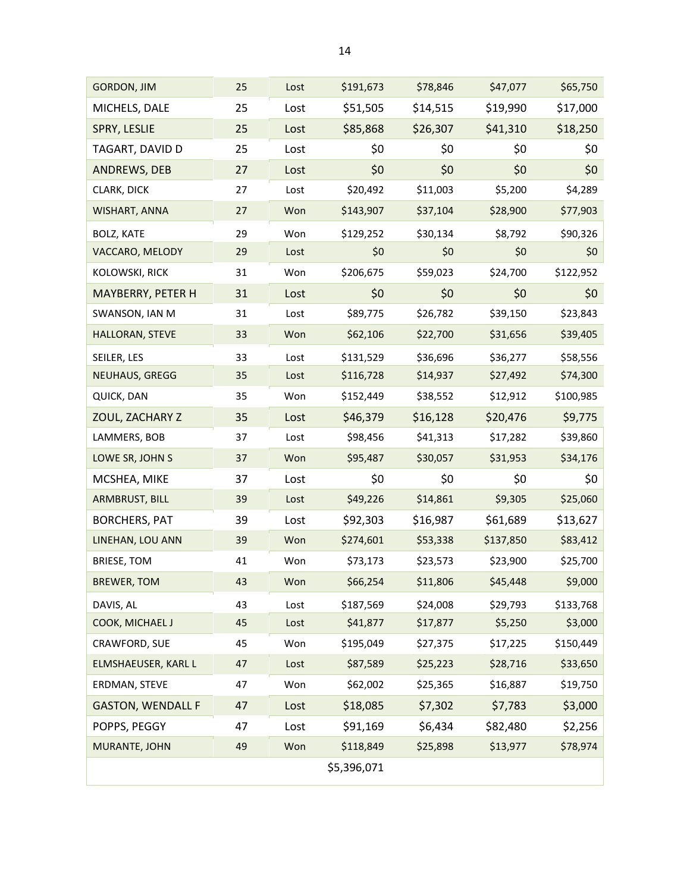| | | | | | | |
|---|---|---|---|---|---|---|
| GORDON, JIM | 25 | Lost | $191,673 | $78,846 | $47,077 | $65,750 |
| MICHELS, DALE | 25 | Lost | $51,505 | $14,515 | $19,990 | $17,000 |
| SPRY, LESLIE | 25 | Lost | $85,868 | $26,307 | $41,310 | $18,250 |
| TAGART, DAVID D | 25 | Lost | $0 | $0 | $0 | $0 |
| ANDREWS, DEB | 27 | Lost | $0 | $0 | $0 | $0 |
| CLARK, DICK | 27 | Lost | $20,492 | $11,003 | $5,200 | $4,289 |
| WISHART, ANNA | 27 | Won | $143,907 | $37,104 | $28,900 | $77,903 |
| BOLZ, KATE | 29 | Won | $129,252 | $30,134 | $8,792 | $90,326 |
| VACCARO, MELODY | 29 | Lost | $0 | $0 | $0 | $0 |
| KOLOWSKI, RICK | 31 | Won | $206,675 | $59,023 | $24,700 | $122,952 |
| MAYBERRY, PETER H | 31 | Lost | $0 | $0 | $0 | $0 |
| SWANSON, IAN M | 31 | Lost | $89,775 | $26,782 | $39,150 | $23,843 |
| HALLORAN, STEVE | 33 | Won | $62,106 | $22,700 | $31,656 | $39,405 |
| SEILER, LES | 33 | Lost | $131,529 | $36,696 | $36,277 | $58,556 |
| NEUHAUS, GREGG | 35 | Lost | $116,728 | $14,937 | $27,492 | $74,300 |
| QUICK, DAN | 35 | Won | $152,449 | $38,552 | $12,912 | $100,985 |
| ZOUL, ZACHARY Z | 35 | Lost | $46,379 | $16,128 | $20,476 | $9,775 |
| LAMMERS, BOB | 37 | Lost | $98,456 | $41,313 | $17,282 | $39,860 |
| LOWE SR, JOHN S | 37 | Won | $95,487 | $30,057 | $31,953 | $34,176 |
| MCSHEA, MIKE | 37 | Lost | $0 | $0 | $0 | $0 |
| ARMBRUST, BILL | 39 | Lost | $49,226 | $14,861 | $9,305 | $25,060 |
| BORCHERS, PAT | 39 | Lost | $92,303 | $16,987 | $61,689 | $13,627 |
| LINEHAN, LOU ANN | 39 | Won | $274,601 | $53,338 | $137,850 | $83,412 |
| BRIESE, TOM | 41 | Won | $73,173 | $23,573 | $23,900 | $25,700 |
| BREWER, TOM | 43 | Won | $66,254 | $11,806 | $45,448 | $9,000 |
| DAVIS, AL | 43 | Lost | $187,569 | $24,008 | $29,793 | $133,768 |
| COOK, MICHAEL J | 45 | Lost | $41,877 | $17,877 | $5,250 | $3,000 |
| CRAWFORD, SUE | 45 | Won | $195,049 | $27,375 | $17,225 | $150,449 |
| ELMSHAEUSER, KARL L | 47 | Lost | $87,589 | $25,223 | $28,716 | $33,650 |
| ERDMAN, STEVE | 47 | Won | $62,002 | $25,365 | $16,887 | $19,750 |
| GASTON, WENDALL F | 47 | Lost | $18,085 | $7,302 | $7,783 | $3,000 |
| POPPS, PEGGY | 47 | Lost | $91,169 | $6,434 | $82,480 | $2,256 |
| MURANTE, JOHN | 49 | Won | $118,849 | $25,898 | $13,977 | $78,974 |
| | | | $5,396,071 | | | |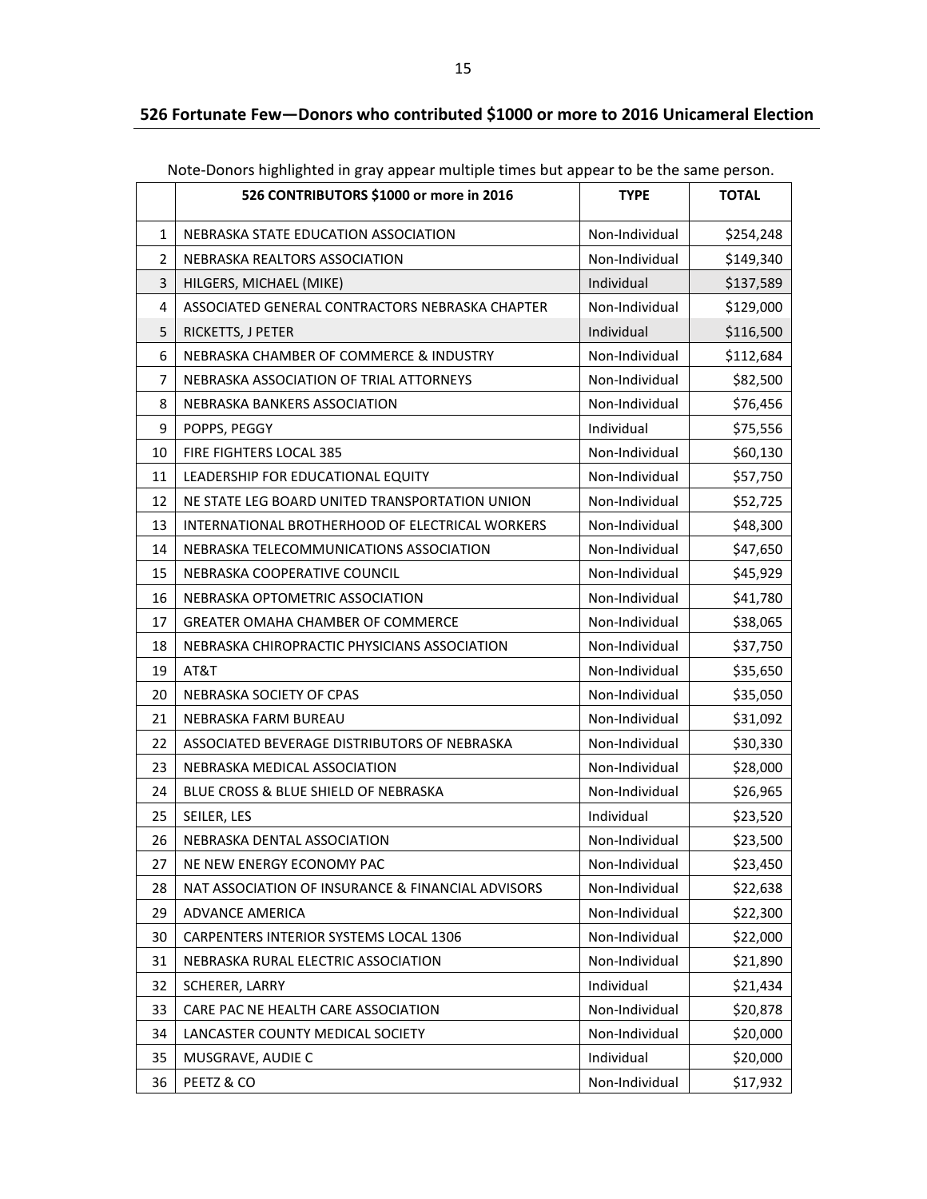## 526 Fortunate Few—Donors who contributed $1000 or more to 2016 Unicameral Election

Note-Donors highlighted in gray appear multiple times but appear to be the same person.

| | 526 CONTRIBUTORS $1000 or more in 2016 | TYPE | TOTAL |
|---|---|---|---|
| 1 | NEBRASKA STATE EDUCATION ASSOCIATION | Non-Individual | $254,248 |
| 2 | NEBRASKA REALTORS ASSOCIATION | Non-Individual | $149,340 |
| 3 | HILGERS, MICHAEL (MIKE) | Individual | $137,589 |
| 4 | ASSOCIATED GENERAL CONTRACTORS NEBRASKA CHAPTER | Non-Individual | $129,000 |
| 5 | RICKETTS, J PETER | Individual | $116,500 |
| 6 | NEBRASKA CHAMBER OF COMMERCE & INDUSTRY | Non-Individual | $112,684 |
| 7 | NEBRASKA ASSOCIATION OF TRIAL ATTORNEYS | Non-Individual | $82,500 |
| 8 | NEBRASKA BANKERS ASSOCIATION | Non-Individual | $76,456 |
| 9 | POPPS, PEGGY | Individual | $75,556 |
| 10 | FIRE FIGHTERS LOCAL 385 | Non-Individual | $60,130 |
| 11 | LEADERSHIP FOR EDUCATIONAL EQUITY | Non-Individual | $57,750 |
| 12 | NE STATE LEG BOARD UNITED TRANSPORTATION UNION | Non-Individual | $52,725 |
| 13 | INTERNATIONAL BROTHERHOOD OF ELECTRICAL WORKERS | Non-Individual | $48,300 |
| 14 | NEBRASKA TELECOMMUNICATIONS ASSOCIATION | Non-Individual | $47,650 |
| 15 | NEBRASKA COOPERATIVE COUNCIL | Non-Individual | $45,929 |
| 16 | NEBRASKA OPTOMETRIC ASSOCIATION | Non-Individual | $41,780 |
| 17 | GREATER OMAHA CHAMBER OF COMMERCE | Non-Individual | $38,065 |
| 18 | NEBRASKA CHIROPRACTIC PHYSICIANS ASSOCIATION | Non-Individual | $37,750 |
| 19 | AT&T | Non-Individual | $35,650 |
| 20 | NEBRASKA SOCIETY OF CPAS | Non-Individual | $35,050 |
| 21 | NEBRASKA FARM BUREAU | Non-Individual | $31,092 |
| 22 | ASSOCIATED BEVERAGE DISTRIBUTORS OF NEBRASKA | Non-Individual | $30,330 |
| 23 | NEBRASKA MEDICAL ASSOCIATION | Non-Individual | $28,000 |
| 24 | BLUE CROSS & BLUE SHIELD OF NEBRASKA | Non-Individual | $26,965 |
| 25 | SEILER, LES | Individual | $23,520 |
| 26 | NEBRASKA DENTAL ASSOCIATION | Non-Individual | $23,500 |
| 27 | NE NEW ENERGY ECONOMY PAC | Non-Individual | $23,450 |
| 28 | NAT ASSOCIATION OF INSURANCE & FINANCIAL ADVISORS | Non-Individual | $22,638 |
| 29 | ADVANCE AMERICA | Non-Individual | $22,300 |
| 30 | CARPENTERS INTERIOR SYSTEMS LOCAL 1306 | Non-Individual | $22,000 |
| 31 | NEBRASKA RURAL ELECTRIC ASSOCIATION | Non-Individual | $21,890 |
| 32 | SCHERER, LARRY | Individual | $21,434 |
| 33 | CARE PAC NE HEALTH CARE ASSOCIATION | Non-Individual | $20,878 |
| 34 | LANCASTER COUNTY MEDICAL SOCIETY | Non-Individual | $20,000 |
| 35 | MUSGRAVE, AUDIE C | Individual | $20,000 |
| 36 | PEETZ & CO | Non-Individual | $17,932 |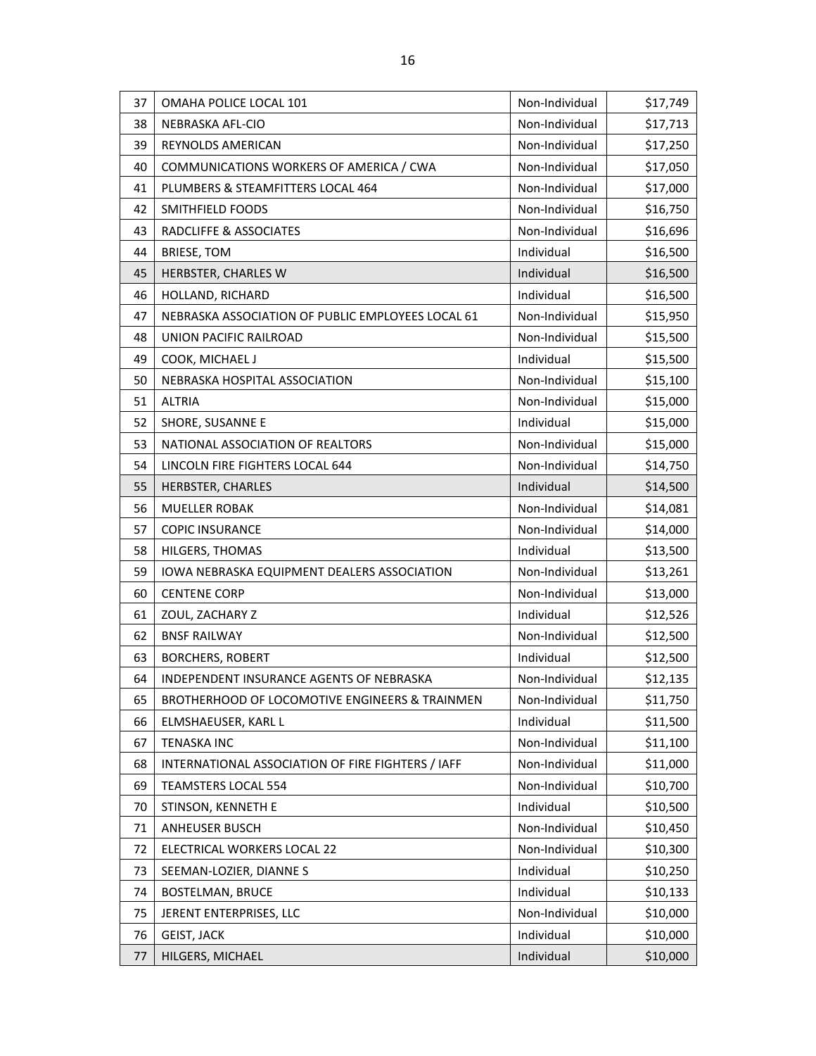| 37 | OMAHA POLICE LOCAL 101 | Non-Individual | $17,749 |
|---|---|---|---|
| 38 | NEBRASKA AFL-CIO | Non-Individual | $17,713 |
| 39 | REYNOLDS AMERICAN | Non-Individual | $17,250 |
| 40 | COMMUNICATIONS WORKERS OF AMERICA / CWA | Non-Individual | $17,050 |
| 41 | PLUMBERS & STEAMFITTERS LOCAL 464 | Non-Individual | $17,000 |
| 42 | SMITHFIELD FOODS | Non-Individual | $16,750 |
| 43 | RADCLIFFE & ASSOCIATES | Non-Individual | $16,696 |
| 44 | BRIESE, TOM | Individual | $16,500 |
| 45 | HERBSTER, CHARLES W | Individual | $16,500 |
| 46 | HOLLAND, RICHARD | Individual | $16,500 |
| 47 | NEBRASKA ASSOCIATION OF PUBLIC EMPLOYEES LOCAL 61 | Non-Individual | $15,950 |
| 48 | UNION PACIFIC RAILROAD | Non-Individual | $15,500 |
| 49 | COOK, MICHAEL J | Individual | $15,500 |
| 50 | NEBRASKA HOSPITAL ASSOCIATION | Non-Individual | $15,100 |
| 51 | ALTRIA | Non-Individual | $15,000 |
| 52 | SHORE, SUSANNE E | Individual | $15,000 |
| 53 | NATIONAL ASSOCIATION OF REALTORS | Non-Individual | $15,000 |
| 54 | LINCOLN FIRE FIGHTERS LOCAL 644 | Non-Individual | $14,750 |
| 55 | HERBSTER, CHARLES | Individual | $14,500 |
| 56 | MUELLER ROBAK | Non-Individual | $14,081 |
| 57 | COPIC INSURANCE | Non-Individual | $14,000 |
| 58 | HILGERS, THOMAS | Individual | $13,500 |
| 59 | IOWA NEBRASKA EQUIPMENT DEALERS ASSOCIATION | Non-Individual | $13,261 |
| 60 | CENTENE CORP | Non-Individual | $13,000 |
| 61 | ZOUL, ZACHARY Z | Individual | $12,526 |
| 62 | BNSF RAILWAY | Non-Individual | $12,500 |
| 63 | BORCHERS, ROBERT | Individual | $12,500 |
| 64 | INDEPENDENT INSURANCE AGENTS OF NEBRASKA | Non-Individual | $12,135 |
| 65 | BROTHERHOOD OF LOCOMOTIVE ENGINEERS & TRAINMEN | Non-Individual | $11,750 |
| 66 | ELMSHAEUSER, KARL L | Individual | $11,500 |
| 67 | TENASKA INC | Non-Individual | $11,100 |
| 68 | INTERNATIONAL ASSOCIATION OF FIRE FIGHTERS / IAFF | Non-Individual | $11,000 |
| 69 | TEAMSTERS LOCAL 554 | Non-Individual | $10,700 |
| 70 | STINSON, KENNETH E | Individual | $10,500 |
| 71 | ANHEUSER BUSCH | Non-Individual | $10,450 |
| 72 | ELECTRICAL WORKERS LOCAL 22 | Non-Individual | $10,300 |
| 73 | SEEMAN-LOZIER, DIANNE S | Individual | $10,250 |
| 74 | BOSTELMAN, BRUCE | Individual | $10,133 |
| 75 | JERENT ENTERPRISES, LLC | Non-Individual | $10,000 |
| 76 | GEIST, JACK | Individual | $10,000 |
| 77 | HILGERS, MICHAEL | Individual | $10,000 |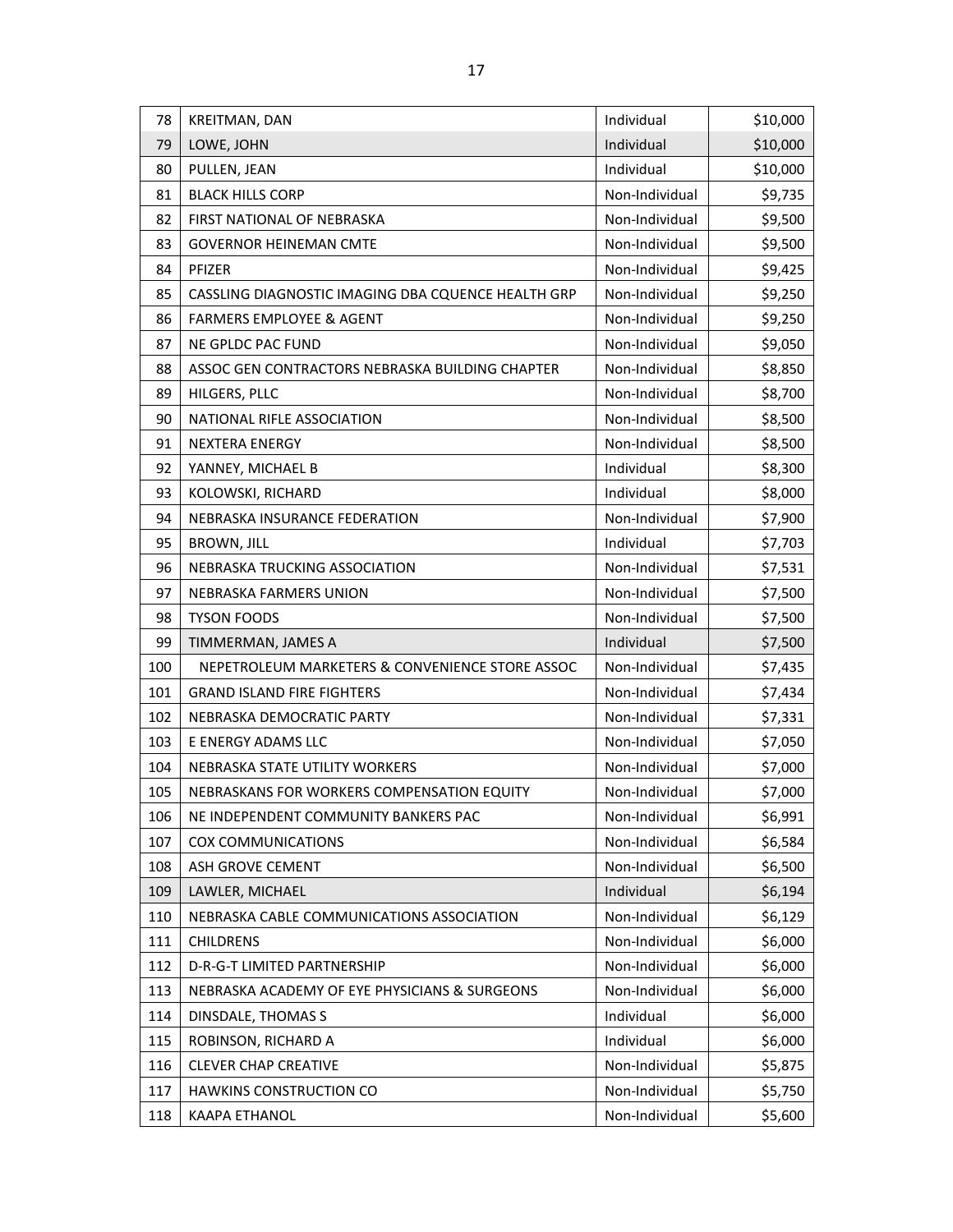| | | | |
|---|---|---|---|
| 78 | KREITMAN, DAN | Individual | $10,000 |
| 79 | LOWE, JOHN | Individual | $10,000 |
| 80 | PULLEN, JEAN | Individual | $10,000 |
| 81 | BLACK HILLS CORP | Non-Individual | $9,735 |
| 82 | FIRST NATIONAL OF NEBRASKA | Non-Individual | $9,500 |
| 83 | GOVERNOR HEINEMAN CMTE | Non-Individual | $9,500 |
| 84 | PFIZER | Non-Individual | $9,425 |
| 85 | CASSLING DIAGNOSTIC IMAGING DBA CQUENCE HEALTH GRP | Non-Individual | $9,250 |
| 86 | FARMERS EMPLOYEE & AGENT | Non-Individual | $9,250 |
| 87 | NE GPLDC PAC FUND | Non-Individual | $9,050 |
| 88 | ASSOC GEN CONTRACTORS NEBRASKA BUILDING CHAPTER | Non-Individual | $8,850 |
| 89 | HILGERS, PLLC | Non-Individual | $8,700 |
| 90 | NATIONAL RIFLE ASSOCIATION | Non-Individual | $8,500 |
| 91 | NEXTERA ENERGY | Non-Individual | $8,500 |
| 92 | YANNEY, MICHAEL B | Individual | $8,300 |
| 93 | KOLOWSKI, RICHARD | Individual | $8,000 |
| 94 | NEBRASKA INSURANCE FEDERATION | Non-Individual | $7,900 |
| 95 | BROWN, JILL | Individual | $7,703 |
| 96 | NEBRASKA TRUCKING ASSOCIATION | Non-Individual | $7,531 |
| 97 | NEBRASKA FARMERS UNION | Non-Individual | $7,500 |
| 98 | TYSON FOODS | Non-Individual | $7,500 |
| 99 | TIMMERMAN, JAMES A | Individual | $7,500 |
| 100 | NEPETROLEUM MARKETERS & CONVENIENCE STORE ASSOC | Non-Individual | $7,435 |
| 101 | GRAND ISLAND FIRE FIGHTERS | Non-Individual | $7,434 |
| 102 | NEBRASKA DEMOCRATIC PARTY | Non-Individual | $7,331 |
| 103 | E ENERGY ADAMS LLC | Non-Individual | $7,050 |
| 104 | NEBRASKA STATE UTILITY WORKERS | Non-Individual | $7,000 |
| 105 | NEBRASKANS FOR WORKERS COMPENSATION EQUITY | Non-Individual | $7,000 |
| 106 | NE INDEPENDENT COMMUNITY BANKERS PAC | Non-Individual | $6,991 |
| 107 | COX COMMUNICATIONS | Non-Individual | $6,584 |
| 108 | ASH GROVE CEMENT | Non-Individual | $6,500 |
| 109 | LAWLER, MICHAEL | Individual | $6,194 |
| 110 | NEBRASKA CABLE COMMUNICATIONS ASSOCIATION | Non-Individual | $6,129 |
| 111 | CHILDRENS | Non-Individual | $6,000 |
| 112 | D-R-G-T LIMITED PARTNERSHIP | Non-Individual | $6,000 |
| 113 | NEBRASKA ACADEMY OF EYE PHYSICIANS & SURGEONS | Non-Individual | $6,000 |
| 114 | DINSDALE, THOMAS S | Individual | $6,000 |
| 115 | ROBINSON, RICHARD A | Individual | $6,000 |
| 116 | CLEVER CHAP CREATIVE | Non-Individual | $5,875 |
| 117 | HAWKINS CONSTRUCTION CO | Non-Individual | $5,750 |
| 118 | KAAPA ETHANOL | Non-Individual | $5,600 |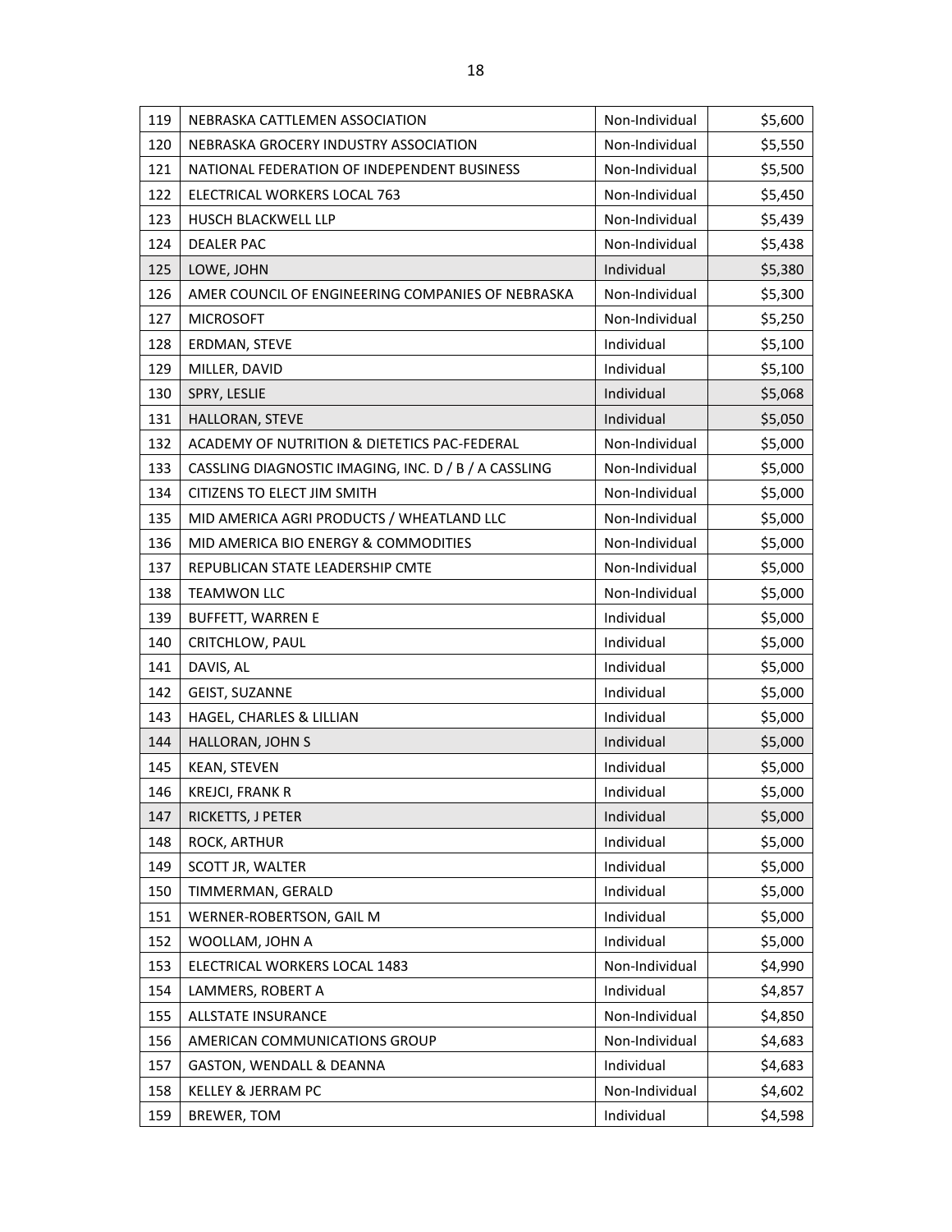| | | | |
|---|---|---|---|
| 119 | NEBRASKA CATTLEMEN ASSOCIATION | Non-Individual | $5,600 |
| 120 | NEBRASKA GROCERY INDUSTRY ASSOCIATION | Non-Individual | $5,550 |
| 121 | NATIONAL FEDERATION OF INDEPENDENT BUSINESS | Non-Individual | $5,500 |
| 122 | ELECTRICAL WORKERS LOCAL 763 | Non-Individual | $5,450 |
| 123 | HUSCH BLACKWELL LLP | Non-Individual | $5,439 |
| 124 | DEALER PAC | Non-Individual | $5,438 |
| 125 | LOWE, JOHN | Individual | $5,380 |
| 126 | AMER COUNCIL OF ENGINEERING COMPANIES OF NEBRASKA | Non-Individual | $5,300 |
| 127 | MICROSOFT | Non-Individual | $5,250 |
| 128 | ERDMAN, STEVE | Individual | $5,100 |
| 129 | MILLER, DAVID | Individual | $5,100 |
| 130 | SPRY, LESLIE | Individual | $5,068 |
| 131 | HALLORAN, STEVE | Individual | $5,050 |
| 132 | ACADEMY OF NUTRITION & DIETETICS PAC-FEDERAL | Non-Individual | $5,000 |
| 133 | CASSLING DIAGNOSTIC IMAGING, INC. D / B / A CASSLING | Non-Individual | $5,000 |
| 134 | CITIZENS TO ELECT JIM SMITH | Non-Individual | $5,000 |
| 135 | MID AMERICA AGRI PRODUCTS / WHEATLAND LLC | Non-Individual | $5,000 |
| 136 | MID AMERICA BIO ENERGY & COMMODITIES | Non-Individual | $5,000 |
| 137 | REPUBLICAN STATE LEADERSHIP CMTE | Non-Individual | $5,000 |
| 138 | TEAMWON LLC | Non-Individual | $5,000 |
| 139 | BUFFETT, WARREN E | Individual | $5,000 |
| 140 | CRITCHLOW, PAUL | Individual | $5,000 |
| 141 | DAVIS, AL | Individual | $5,000 |
| 142 | GEIST, SUZANNE | Individual | $5,000 |
| 143 | HAGEL, CHARLES & LILLIAN | Individual | $5,000 |
| 144 | HALLORAN, JOHN S | Individual | $5,000 |
| 145 | KEAN, STEVEN | Individual | $5,000 |
| 146 | KREJCI, FRANK R | Individual | $5,000 |
| 147 | RICKETTS, J PETER | Individual | $5,000 |
| 148 | ROCK, ARTHUR | Individual | $5,000 |
| 149 | SCOTT JR, WALTER | Individual | $5,000 |
| 150 | TIMMERMAN, GERALD | Individual | $5,000 |
| 151 | WERNER-ROBERTSON, GAIL M | Individual | $5,000 |
| 152 | WOOLLAM, JOHN A | Individual | $5,000 |
| 153 | ELECTRICAL WORKERS LOCAL 1483 | Non-Individual | $4,990 |
| 154 | LAMMERS, ROBERT A | Individual | $4,857 |
| 155 | ALLSTATE INSURANCE | Non-Individual | $4,850 |
| 156 | AMERICAN COMMUNICATIONS GROUP | Non-Individual | $4,683 |
| 157 | GASTON, WENDALL & DEANNA | Individual | $4,683 |
| 158 | KELLEY & JERRAM PC | Non-Individual | $4,602 |
| 159 | BREWER, TOM | Individual | $4,598 |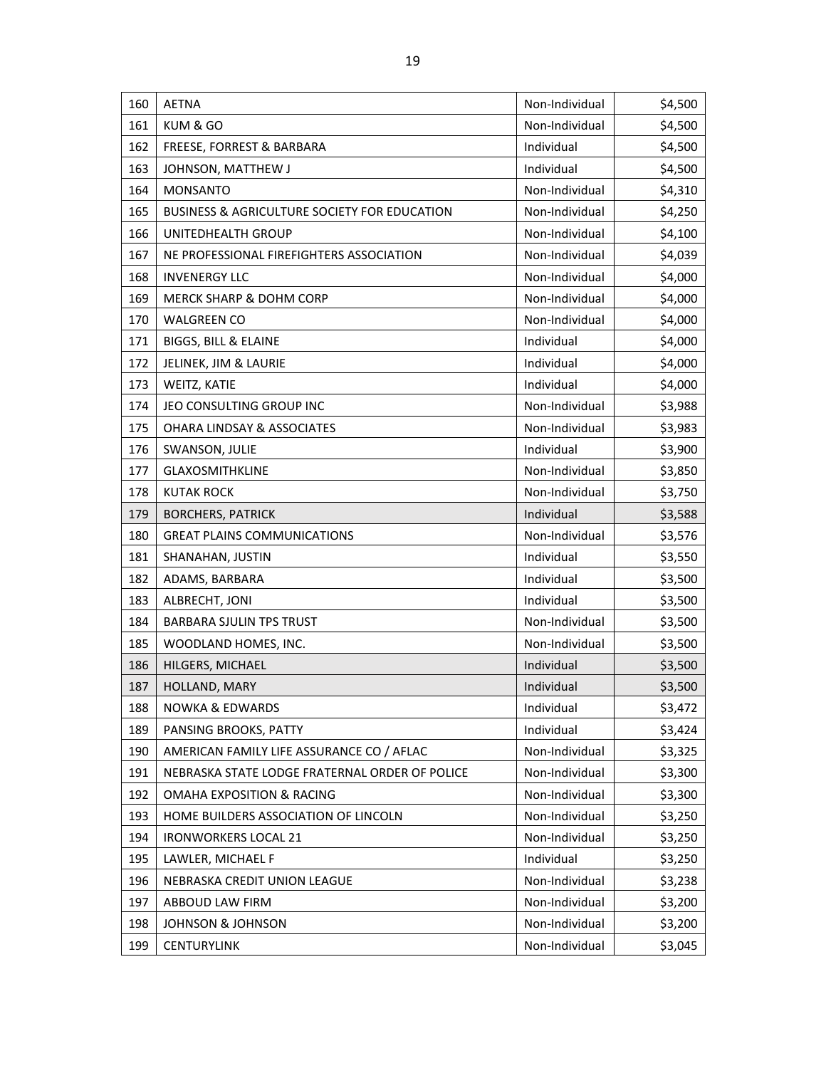| | | | |
|---|---|---|---|
| 160 | AETNA | Non-Individual | $4,500 |
| 161 | KUM & GO | Non-Individual | $4,500 |
| 162 | FREESE, FORREST & BARBARA | Individual | $4,500 |
| 163 | JOHNSON, MATTHEW J | Individual | $4,500 |
| 164 | MONSANTO | Non-Individual | $4,310 |
| 165 | BUSINESS & AGRICULTURE SOCIETY FOR EDUCATION | Non-Individual | $4,250 |
| 166 | UNITEDHEALTH GROUP | Non-Individual | $4,100 |
| 167 | NE PROFESSIONAL FIREFIGHTERS ASSOCIATION | Non-Individual | $4,039 |
| 168 | INVENERGY LLC | Non-Individual | $4,000 |
| 169 | MERCK SHARP & DOHM CORP | Non-Individual | $4,000 |
| 170 | WALGREEN CO | Non-Individual | $4,000 |
| 171 | BIGGS, BILL & ELAINE | Individual | $4,000 |
| 172 | JELINEK, JIM & LAURIE | Individual | $4,000 |
| 173 | WEITZ, KATIE | Individual | $4,000 |
| 174 | JEO CONSULTING GROUP INC | Non-Individual | $3,988 |
| 175 | OHARA LINDSAY & ASSOCIATES | Non-Individual | $3,983 |
| 176 | SWANSON, JULIE | Individual | $3,900 |
| 177 | GLAXOSMITHKLINE | Non-Individual | $3,850 |
| 178 | KUTAK ROCK | Non-Individual | $3,750 |
| 179 | BORCHERS, PATRICK | Individual | $3,588 |
| 180 | GREAT PLAINS COMMUNICATIONS | Non-Individual | $3,576 |
| 181 | SHANAHAN, JUSTIN | Individual | $3,550 |
| 182 | ADAMS, BARBARA | Individual | $3,500 |
| 183 | ALBRECHT, JONI | Individual | $3,500 |
| 184 | BARBARA SJULIN TPS TRUST | Non-Individual | $3,500 |
| 185 | WOODLAND HOMES, INC. | Non-Individual | $3,500 |
| 186 | HILGERS, MICHAEL | Individual | $3,500 |
| 187 | HOLLAND, MARY | Individual | $3,500 |
| 188 | NOWKA & EDWARDS | Individual | $3,472 |
| 189 | PANSING BROOKS, PATTY | Individual | $3,424 |
| 190 | AMERICAN FAMILY LIFE ASSURANCE CO / AFLAC | Non-Individual | $3,325 |
| 191 | NEBRASKA STATE LODGE FRATERNAL ORDER OF POLICE | Non-Individual | $3,300 |
| 192 | OMAHA EXPOSITION & RACING | Non-Individual | $3,300 |
| 193 | HOME BUILDERS ASSOCIATION OF LINCOLN | Non-Individual | $3,250 |
| 194 | IRONWORKERS LOCAL 21 | Non-Individual | $3,250 |
| 195 | LAWLER, MICHAEL F | Individual | $3,250 |
| 196 | NEBRASKA CREDIT UNION LEAGUE | Non-Individual | $3,238 |
| 197 | ABBOUD LAW FIRM | Non-Individual | $3,200 |
| 198 | JOHNSON & JOHNSON | Non-Individual | $3,200 |
| 199 | CENTURYLINK | Non-Individual | $3,045 |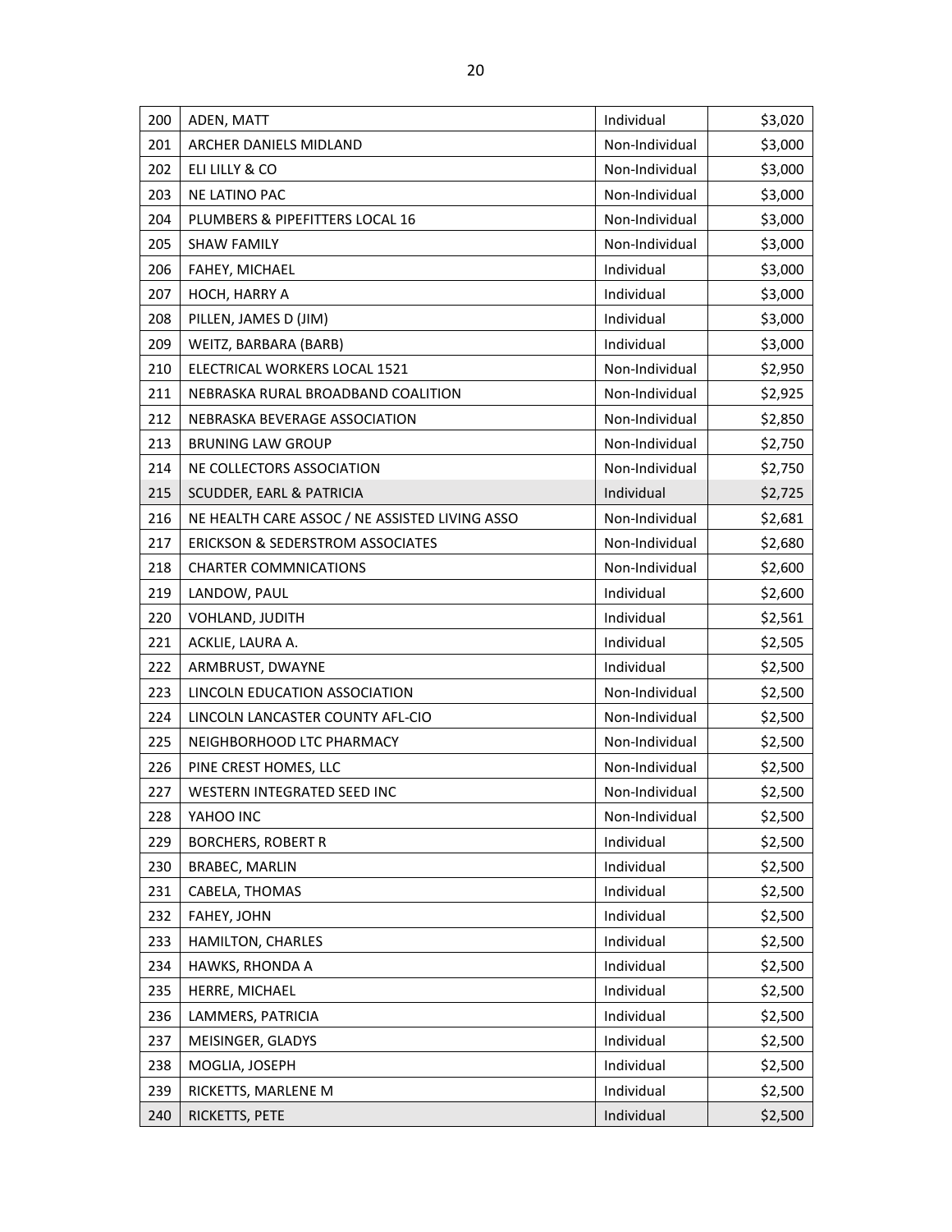| 200 | ADEN, MATT | Individual | $3,020 |
|---|---|---|---|
| 201 | ARCHER DANIELS MIDLAND | Non-Individual | $3,000 |
| 202 | ELI LILLY & CO | Non-Individual | $3,000 |
| 203 | NE LATINO PAC | Non-Individual | $3,000 |
| 204 | PLUMBERS & PIPEFITTERS LOCAL 16 | Non-Individual | $3,000 |
| 205 | SHAW FAMILY | Non-Individual | $3,000 |
| 206 | FAHEY, MICHAEL | Individual | $3,000 |
| 207 | HOCH, HARRY A | Individual | $3,000 |
| 208 | PILLEN, JAMES D (JIM) | Individual | $3,000 |
| 209 | WEITZ, BARBARA (BARB) | Individual | $3,000 |
| 210 | ELECTRICAL WORKERS LOCAL 1521 | Non-Individual | $2,950 |
| 211 | NEBRASKA RURAL BROADBAND COALITION | Non-Individual | $2,925 |
| 212 | NEBRASKA BEVERAGE ASSOCIATION | Non-Individual | $2,850 |
| 213 | BRUNING LAW GROUP | Non-Individual | $2,750 |
| 214 | NE COLLECTORS ASSOCIATION | Non-Individual | $2,750 |
| 215 | SCUDDER, EARL & PATRICIA | Individual | $2,725 |
| 216 | NE HEALTH CARE ASSOC / NE ASSISTED LIVING ASSO | Non-Individual | $2,681 |
| 217 | ERICKSON & SEDERSTROM ASSOCIATES | Non-Individual | $2,680 |
| 218 | CHARTER COMMNICATIONS | Non-Individual | $2,600 |
| 219 | LANDOW, PAUL | Individual | $2,600 |
| 220 | VOHLAND, JUDITH | Individual | $2,561 |
| 221 | ACKLIE, LAURA A. | Individual | $2,505 |
| 222 | ARMBRUST, DWAYNE | Individual | $2,500 |
| 223 | LINCOLN EDUCATION ASSOCIATION | Non-Individual | $2,500 |
| 224 | LINCOLN LANCASTER COUNTY AFL-CIO | Non-Individual | $2,500 |
| 225 | NEIGHBORHOOD LTC PHARMACY | Non-Individual | $2,500 |
| 226 | PINE CREST HOMES, LLC | Non-Individual | $2,500 |
| 227 | WESTERN INTEGRATED SEED INC | Non-Individual | $2,500 |
| 228 | YAHOO INC | Non-Individual | $2,500 |
| 229 | BORCHERS, ROBERT R | Individual | $2,500 |
| 230 | BRABEC, MARLIN | Individual | $2,500 |
| 231 | CABELA, THOMAS | Individual | $2,500 |
| 232 | FAHEY, JOHN | Individual | $2,500 |
| 233 | HAMILTON, CHARLES | Individual | $2,500 |
| 234 | HAWKS, RHONDA A | Individual | $2,500 |
| 235 | HERRE, MICHAEL | Individual | $2,500 |
| 236 | LAMMERS, PATRICIA | Individual | $2,500 |
| 237 | MEISINGER, GLADYS | Individual | $2,500 |
| 238 | MOGLIA, JOSEPH | Individual | $2,500 |
| 239 | RICKETTS, MARLENE M | Individual | $2,500 |
| 240 | RICKETTS, PETE | Individual | $2,500 |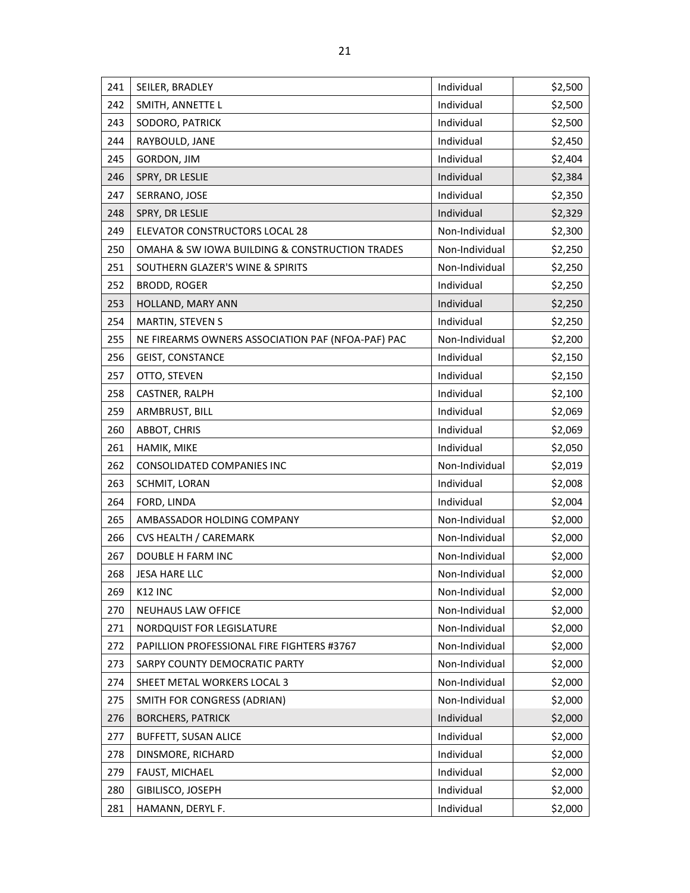| 241 | SEILER, BRADLEY | Individual | $2,500 |
|---|---|---|---|
| 242 | SMITH, ANNETTE L | Individual | $2,500 |
| 243 | SODORO, PATRICK | Individual | $2,500 |
| 244 | RAYBOULD, JANE | Individual | $2,450 |
| 245 | GORDON, JIM | Individual | $2,404 |
| 246 | SPRY, DR LESLIE | Individual | $2,384 |
| 247 | SERRANO, JOSE | Individual | $2,350 |
| 248 | SPRY, DR LESLIE | Individual | $2,329 |
| 249 | ELEVATOR CONSTRUCTORS LOCAL 28 | Non-Individual | $2,300 |
| 250 | OMAHA & SW IOWA BUILDING & CONSTRUCTION TRADES | Non-Individual | $2,250 |
| 251 | SOUTHERN GLAZER'S WINE & SPIRITS | Non-Individual | $2,250 |
| 252 | BRODD, ROGER | Individual | $2,250 |
| 253 | HOLLAND, MARY ANN | Individual | $2,250 |
| 254 | MARTIN, STEVEN S | Individual | $2,250 |
| 255 | NE FIREARMS OWNERS ASSOCIATION PAF (NFOA-PAF) PAC | Non-Individual | $2,200 |
| 256 | GEIST, CONSTANCE | Individual | $2,150 |
| 257 | OTTO, STEVEN | Individual | $2,150 |
| 258 | CASTNER, RALPH | Individual | $2,100 |
| 259 | ARMBRUST, BILL | Individual | $2,069 |
| 260 | ABBOT, CHRIS | Individual | $2,069 |
| 261 | HAMIK, MIKE | Individual | $2,050 |
| 262 | CONSOLIDATED COMPANIES INC | Non-Individual | $2,019 |
| 263 | SCHMIT, LORAN | Individual | $2,008 |
| 264 | FORD, LINDA | Individual | $2,004 |
| 265 | AMBASSADOR HOLDING COMPANY | Non-Individual | $2,000 |
| 266 | CVS HEALTH / CAREMARK | Non-Individual | $2,000 |
| 267 | DOUBLE H FARM INC | Non-Individual | $2,000 |
| 268 | JESA HARE LLC | Non-Individual | $2,000 |
| 269 | K12 INC | Non-Individual | $2,000 |
| 270 | NEUHAUS LAW OFFICE | Non-Individual | $2,000 |
| 271 | NORDQUIST FOR LEGISLATURE | Non-Individual | $2,000 |
| 272 | PAPILLION PROFESSIONAL FIRE FIGHTERS #3767 | Non-Individual | $2,000 |
| 273 | SARPY COUNTY DEMOCRATIC PARTY | Non-Individual | $2,000 |
| 274 | SHEET METAL WORKERS LOCAL 3 | Non-Individual | $2,000 |
| 275 | SMITH FOR CONGRESS (ADRIAN) | Non-Individual | $2,000 |
| 276 | BORCHERS, PATRICK | Individual | $2,000 |
| 277 | BUFFETT, SUSAN ALICE | Individual | $2,000 |
| 278 | DINSMORE, RICHARD | Individual | $2,000 |
| 279 | FAUST, MICHAEL | Individual | $2,000 |
| 280 | GIBILISCO, JOSEPH | Individual | $2,000 |
| 281 | HAMANN, DERYL F. | Individual | $2,000 |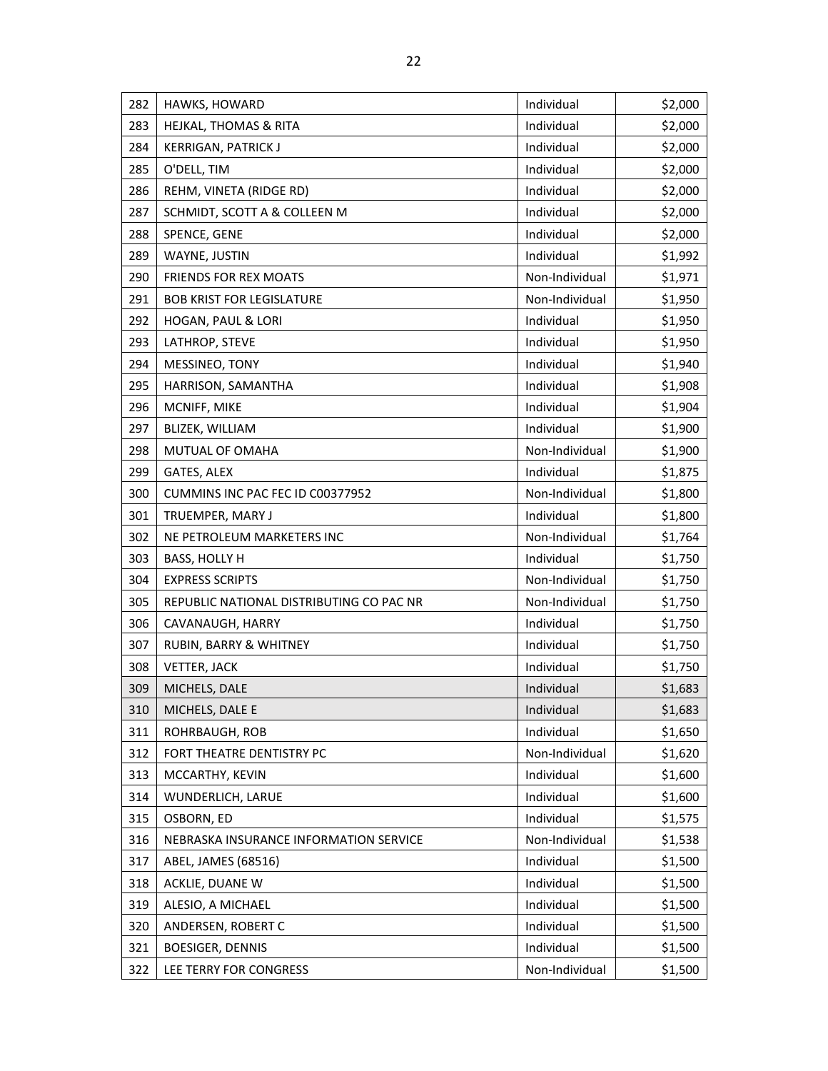| 282 | HAWKS, HOWARD | Individual | $2,000 |
|---|---|---|---|
| 283 | HEJKAL, THOMAS & RITA | Individual | $2,000 |
| 284 | KERRIGAN, PATRICK J | Individual | $2,000 |
| 285 | O'DELL, TIM | Individual | $2,000 |
| 286 | REHM, VINETA (RIDGE RD) | Individual | $2,000 |
| 287 | SCHMIDT, SCOTT A & COLLEEN M | Individual | $2,000 |
| 288 | SPENCE, GENE | Individual | $2,000 |
| 289 | WAYNE, JUSTIN | Individual | $1,992 |
| 290 | FRIENDS FOR REX MOATS | Non-Individual | $1,971 |
| 291 | BOB KRIST FOR LEGISLATURE | Non-Individual | $1,950 |
| 292 | HOGAN, PAUL & LORI | Individual | $1,950 |
| 293 | LATHROP, STEVE | Individual | $1,950 |
| 294 | MESSINEO, TONY | Individual | $1,940 |
| 295 | HARRISON, SAMANTHA | Individual | $1,908 |
| 296 | MCNIFF, MIKE | Individual | $1,904 |
| 297 | BLIZEK, WILLIAM | Individual | $1,900 |
| 298 | MUTUAL OF OMAHA | Non-Individual | $1,900 |
| 299 | GATES, ALEX | Individual | $1,875 |
| 300 | CUMMINS INC PAC FEC ID C00377952 | Non-Individual | $1,800 |
| 301 | TRUEMPER, MARY J | Individual | $1,800 |
| 302 | NE PETROLEUM MARKETERS INC | Non-Individual | $1,764 |
| 303 | BASS, HOLLY H | Individual | $1,750 |
| 304 | EXPRESS SCRIPTS | Non-Individual | $1,750 |
| 305 | REPUBLIC NATIONAL DISTRIBUTING CO PAC NR | Non-Individual | $1,750 |
| 306 | CAVANAUGH, HARRY | Individual | $1,750 |
| 307 | RUBIN, BARRY & WHITNEY | Individual | $1,750 |
| 308 | VETTER, JACK | Individual | $1,750 |
| 309 | MICHELS, DALE | Individual | $1,683 |
| 310 | MICHELS, DALE E | Individual | $1,683 |
| 311 | ROHRBAUGH, ROB | Individual | $1,650 |
| 312 | FORT THEATRE DENTISTRY PC | Non-Individual | $1,620 |
| 313 | MCCARTHY, KEVIN | Individual | $1,600 |
| 314 | WUNDERLICH, LARUE | Individual | $1,600 |
| 315 | OSBORN, ED | Individual | $1,575 |
| 316 | NEBRASKA INSURANCE INFORMATION SERVICE | Non-Individual | $1,538 |
| 317 | ABEL, JAMES (68516) | Individual | $1,500 |
| 318 | ACKLIE, DUANE W | Individual | $1,500 |
| 319 | ALESIO, A MICHAEL | Individual | $1,500 |
| 320 | ANDERSEN, ROBERT C | Individual | $1,500 |
| 321 | BOESIGER, DENNIS | Individual | $1,500 |
| 322 | LEE TERRY FOR CONGRESS | Non-Individual | $1,500 |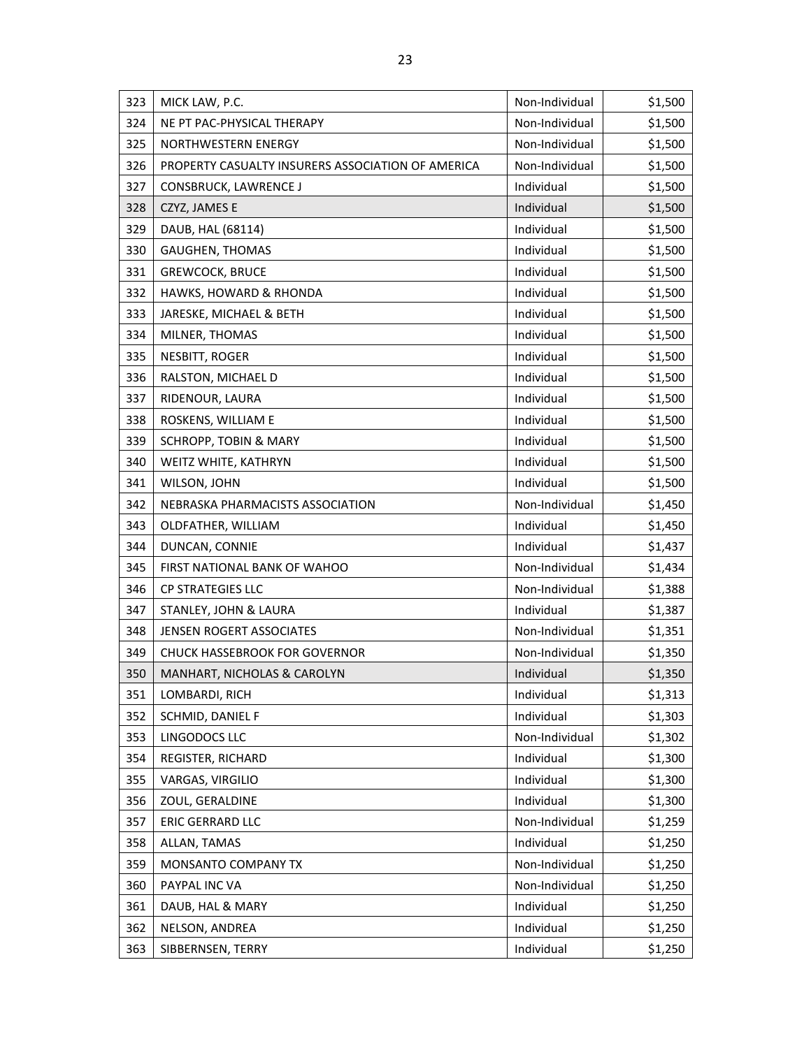| | | | |
|---|---|---|---|
| 323 | MICK LAW, P.C. | Non-Individual | $1,500 |
| 324 | NE PT PAC-PHYSICAL THERAPY | Non-Individual | $1,500 |
| 325 | NORTHWESTERN ENERGY | Non-Individual | $1,500 |
| 326 | PROPERTY CASUALTY INSURERS ASSOCIATION OF AMERICA | Non-Individual | $1,500 |
| 327 | CONSBRUCK, LAWRENCE J | Individual | $1,500 |
| 328 | CZYZ, JAMES E | Individual | $1,500 |
| 329 | DAUB, HAL (68114) | Individual | $1,500 |
| 330 | GAUGHEN, THOMAS | Individual | $1,500 |
| 331 | GREWCOCK, BRUCE | Individual | $1,500 |
| 332 | HAWKS, HOWARD & RHONDA | Individual | $1,500 |
| 333 | JARESKE, MICHAEL & BETH | Individual | $1,500 |
| 334 | MILNER, THOMAS | Individual | $1,500 |
| 335 | NESBITT, ROGER | Individual | $1,500 |
| 336 | RALSTON, MICHAEL D | Individual | $1,500 |
| 337 | RIDENOUR, LAURA | Individual | $1,500 |
| 338 | ROSKENS, WILLIAM E | Individual | $1,500 |
| 339 | SCHROPP, TOBIN & MARY | Individual | $1,500 |
| 340 | WEITZ WHITE, KATHRYN | Individual | $1,500 |
| 341 | WILSON, JOHN | Individual | $1,500 |
| 342 | NEBRASKA PHARMACISTS ASSOCIATION | Non-Individual | $1,450 |
| 343 | OLDFATHER, WILLIAM | Individual | $1,450 |
| 344 | DUNCAN, CONNIE | Individual | $1,437 |
| 345 | FIRST NATIONAL BANK OF WAHOO | Non-Individual | $1,434 |
| 346 | CP STRATEGIES LLC | Non-Individual | $1,388 |
| 347 | STANLEY, JOHN & LAURA | Individual | $1,387 |
| 348 | JENSEN ROGERT ASSOCIATES | Non-Individual | $1,351 |
| 349 | CHUCK HASSEBROOK FOR GOVERNOR | Non-Individual | $1,350 |
| 350 | MANHART, NICHOLAS & CAROLYN | Individual | $1,350 |
| 351 | LOMBARDI, RICH | Individual | $1,313 |
| 352 | SCHMID, DANIEL F | Individual | $1,303 |
| 353 | LINGODOCS LLC | Non-Individual | $1,302 |
| 354 | REGISTER, RICHARD | Individual | $1,300 |
| 355 | VARGAS, VIRGILIO | Individual | $1,300 |
| 356 | ZOUL, GERALDINE | Individual | $1,300 |
| 357 | ERIC GERRARD LLC | Non-Individual | $1,259 |
| 358 | ALLAN, TAMAS | Individual | $1,250 |
| 359 | MONSANTO COMPANY TX | Non-Individual | $1,250 |
| 360 | PAYPAL INC VA | Non-Individual | $1,250 |
| 361 | DAUB, HAL & MARY | Individual | $1,250 |
| 362 | NELSON, ANDREA | Individual | $1,250 |
| 363 | SIBBERNSEN, TERRY | Individual | $1,250 |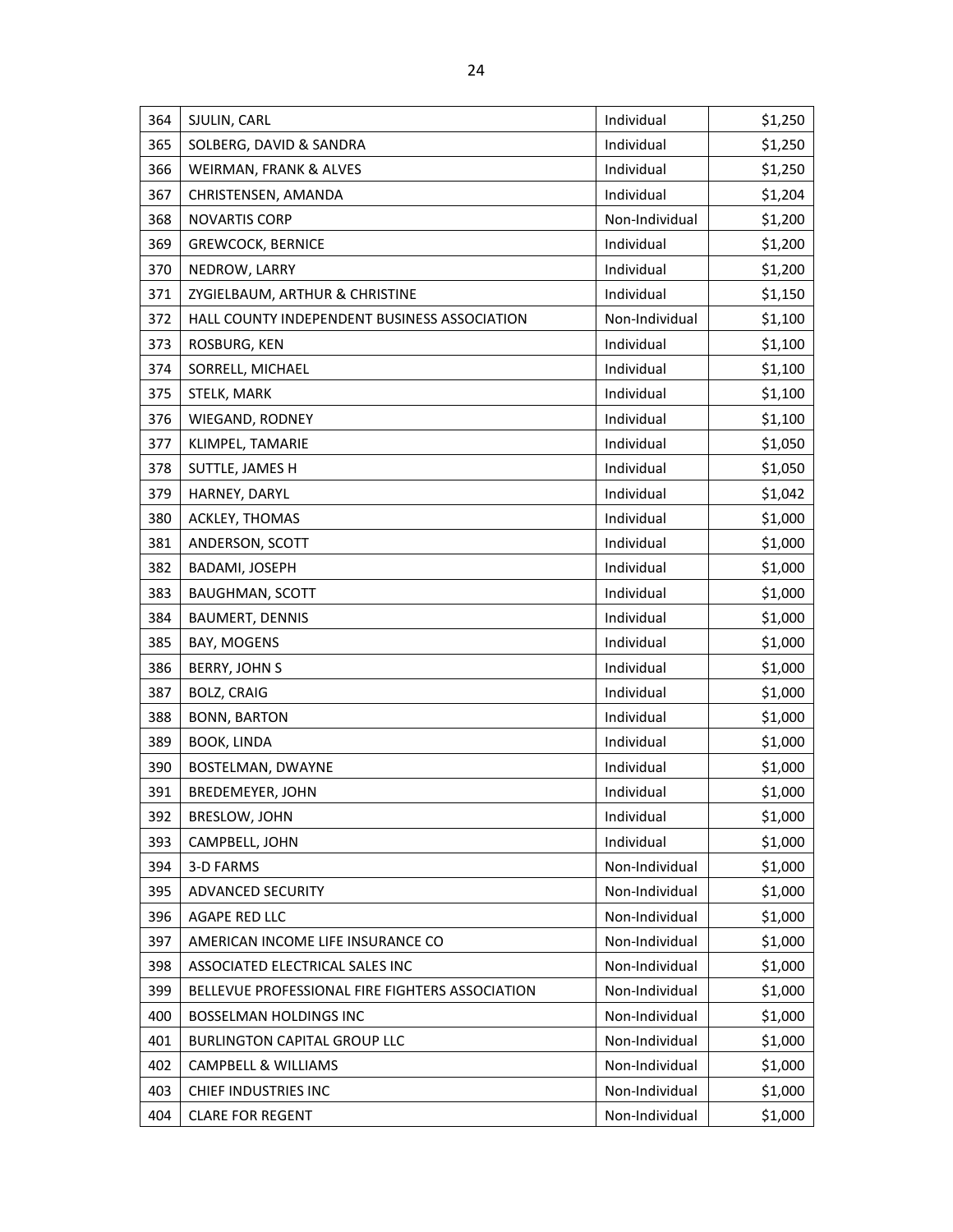| 364 | SJULIN, CARL | Individual | $1,250 |
|---|---|---|---|
| 365 | SOLBERG, DAVID & SANDRA | Individual | $1,250 |
| 366 | WEIRMAN, FRANK & ALVES | Individual | $1,250 |
| 367 | CHRISTENSEN, AMANDA | Individual | $1,204 |
| 368 | NOVARTIS CORP | Non-Individual | $1,200 |
| 369 | GREWCOCK, BERNICE | Individual | $1,200 |
| 370 | NEDROW, LARRY | Individual | $1,200 |
| 371 | ZYGIELBAUM, ARTHUR & CHRISTINE | Individual | $1,150 |
| 372 | HALL COUNTY INDEPENDENT BUSINESS ASSOCIATION | Non-Individual | $1,100 |
| 373 | ROSBURG, KEN | Individual | $1,100 |
| 374 | SORRELL, MICHAEL | Individual | $1,100 |
| 375 | STELK, MARK | Individual | $1,100 |
| 376 | WIEGAND, RODNEY | Individual | $1,100 |
| 377 | KLIMPEL, TAMARIE | Individual | $1,050 |
| 378 | SUTTLE, JAMES H | Individual | $1,050 |
| 379 | HARNEY, DARYL | Individual | $1,042 |
| 380 | ACKLEY, THOMAS | Individual | $1,000 |
| 381 | ANDERSON, SCOTT | Individual | $1,000 |
| 382 | BADAMI, JOSEPH | Individual | $1,000 |
| 383 | BAUGHMAN, SCOTT | Individual | $1,000 |
| 384 | BAUMERT, DENNIS | Individual | $1,000 |
| 385 | BAY, MOGENS | Individual | $1,000 |
| 386 | BERRY, JOHN S | Individual | $1,000 |
| 387 | BOLZ, CRAIG | Individual | $1,000 |
| 388 | BONN, BARTON | Individual | $1,000 |
| 389 | BOOK, LINDA | Individual | $1,000 |
| 390 | BOSTELMAN, DWAYNE | Individual | $1,000 |
| 391 | BREDEMEYER, JOHN | Individual | $1,000 |
| 392 | BRESLOW, JOHN | Individual | $1,000 |
| 393 | CAMPBELL, JOHN | Individual | $1,000 |
| 394 | 3-D FARMS | Non-Individual | $1,000 |
| 395 | ADVANCED SECURITY | Non-Individual | $1,000 |
| 396 | AGAPE RED LLC | Non-Individual | $1,000 |
| 397 | AMERICAN INCOME LIFE INSURANCE CO | Non-Individual | $1,000 |
| 398 | ASSOCIATED ELECTRICAL SALES INC | Non-Individual | $1,000 |
| 399 | BELLEVUE PROFESSIONAL FIRE FIGHTERS ASSOCIATION | Non-Individual | $1,000 |
| 400 | BOSSELMAN HOLDINGS INC | Non-Individual | $1,000 |
| 401 | BURLINGTON CAPITAL GROUP LLC | Non-Individual | $1,000 |
| 402 | CAMPBELL & WILLIAMS | Non-Individual | $1,000 |
| 403 | CHIEF INDUSTRIES INC | Non-Individual | $1,000 |
| 404 | CLARE FOR REGENT | Non-Individual | $1,000 |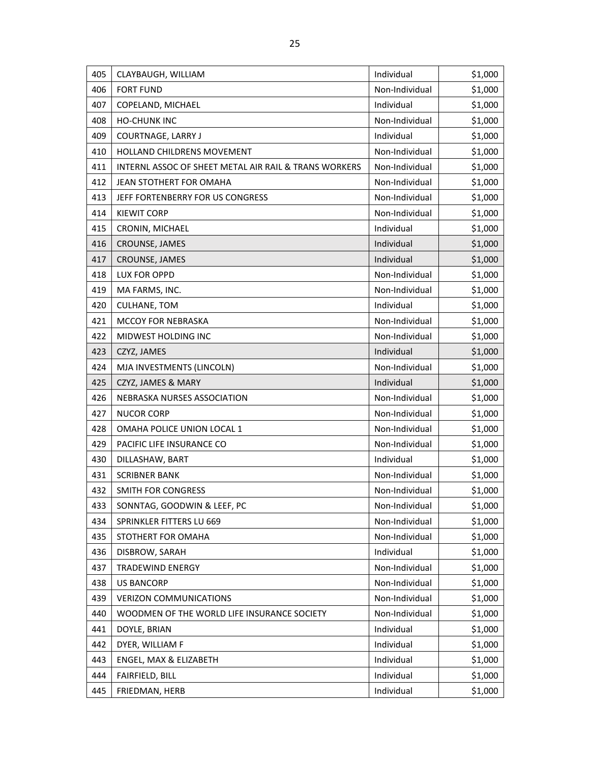| 405 | CLAYBAUGH, WILLIAM | Individual | $1,000 |
|---|---|---|---|
| 406 | FORT FUND | Non-Individual | $1,000 |
| 407 | COPELAND, MICHAEL | Individual | $1,000 |
| 408 | HO-CHUNK INC | Non-Individual | $1,000 |
| 409 | COURTNAGE, LARRY J | Individual | $1,000 |
| 410 | HOLLAND CHILDRENS MOVEMENT | Non-Individual | $1,000 |
| 411 | INTERNL ASSOC OF SHEET METAL AIR RAIL & TRANS WORKERS | Non-Individual | $1,000 |
| 412 | JEAN STOTHERT FOR OMAHA | Non-Individual | $1,000 |
| 413 | JEFF FORTENBERRY FOR US CONGRESS | Non-Individual | $1,000 |
| 414 | KIEWIT CORP | Non-Individual | $1,000 |
| 415 | CRONIN, MICHAEL | Individual | $1,000 |
| 416 | CROUNSE, JAMES | Individual | $1,000 |
| 417 | CROUNSE, JAMES | Individual | $1,000 |
| 418 | LUX FOR OPPD | Non-Individual | $1,000 |
| 419 | MA FARMS, INC. | Non-Individual | $1,000 |
| 420 | CULHANE, TOM | Individual | $1,000 |
| 421 | MCCOY FOR NEBRASKA | Non-Individual | $1,000 |
| 422 | MIDWEST HOLDING INC | Non-Individual | $1,000 |
| 423 | CZYZ, JAMES | Individual | $1,000 |
| 424 | MJA INVESTMENTS (LINCOLN) | Non-Individual | $1,000 |
| 425 | CZYZ, JAMES & MARY | Individual | $1,000 |
| 426 | NEBRASKA NURSES ASSOCIATION | Non-Individual | $1,000 |
| 427 | NUCOR CORP | Non-Individual | $1,000 |
| 428 | OMAHA POLICE UNION LOCAL 1 | Non-Individual | $1,000 |
| 429 | PACIFIC LIFE INSURANCE CO | Non-Individual | $1,000 |
| 430 | DILLASHAW, BART | Individual | $1,000 |
| 431 | SCRIBNER BANK | Non-Individual | $1,000 |
| 432 | SMITH FOR CONGRESS | Non-Individual | $1,000 |
| 433 | SONNTAG, GOODWIN & LEEF, PC | Non-Individual | $1,000 |
| 434 | SPRINKLER FITTERS LU 669 | Non-Individual | $1,000 |
| 435 | STOTHERT FOR OMAHA | Non-Individual | $1,000 |
| 436 | DISBROW, SARAH | Individual | $1,000 |
| 437 | TRADEWIND ENERGY | Non-Individual | $1,000 |
| 438 | US BANCORP | Non-Individual | $1,000 |
| 439 | VERIZON COMMUNICATIONS | Non-Individual | $1,000 |
| 440 | WOODMEN OF THE WORLD LIFE INSURANCE SOCIETY | Non-Individual | $1,000 |
| 441 | DOYLE, BRIAN | Individual | $1,000 |
| 442 | DYER, WILLIAM F | Individual | $1,000 |
| 443 | ENGEL, MAX & ELIZABETH | Individual | $1,000 |
| 444 | FAIRFIELD, BILL | Individual | $1,000 |
| 445 | FRIEDMAN, HERB | Individual | $1,000 |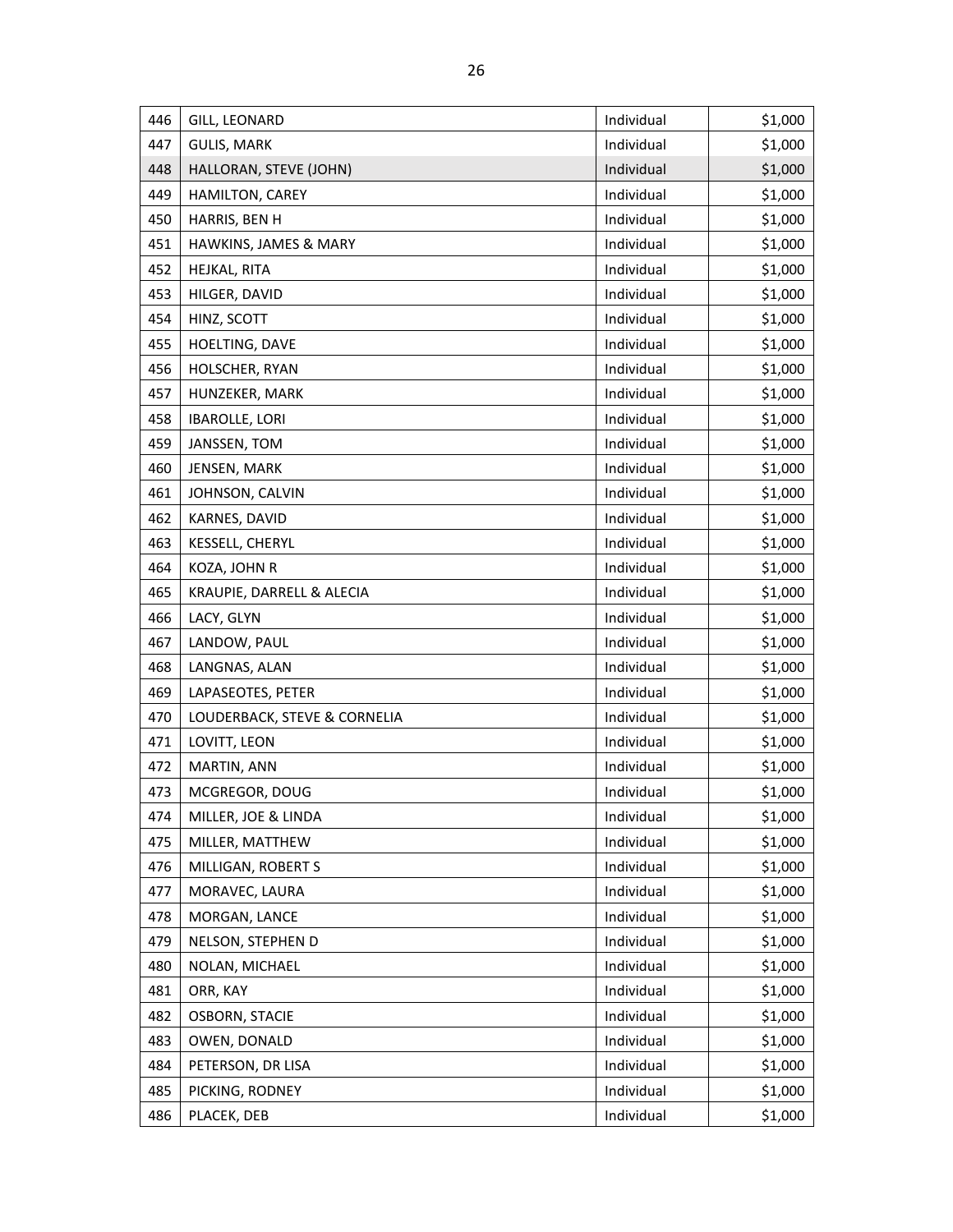| | | | |
|---|---|---|---|
| 446 | GILL, LEONARD | Individual | $1,000 |
| 447 | GULIS, MARK | Individual | $1,000 |
| 448 | HALLORAN, STEVE (JOHN) | Individual | $1,000 |
| 449 | HAMILTON, CAREY | Individual | $1,000 |
| 450 | HARRIS, BEN H | Individual | $1,000 |
| 451 | HAWKINS, JAMES & MARY | Individual | $1,000 |
| 452 | HEJKAL, RITA | Individual | $1,000 |
| 453 | HILGER, DAVID | Individual | $1,000 |
| 454 | HINZ, SCOTT | Individual | $1,000 |
| 455 | HOELTING, DAVE | Individual | $1,000 |
| 456 | HOLSCHER, RYAN | Individual | $1,000 |
| 457 | HUNZEKER, MARK | Individual | $1,000 |
| 458 | IBAROLLE, LORI | Individual | $1,000 |
| 459 | JANSSEN, TOM | Individual | $1,000 |
| 460 | JENSEN, MARK | Individual | $1,000 |
| 461 | JOHNSON, CALVIN | Individual | $1,000 |
| 462 | KARNES, DAVID | Individual | $1,000 |
| 463 | KESSELL, CHERYL | Individual | $1,000 |
| 464 | KOZA, JOHN R | Individual | $1,000 |
| 465 | KRAUPIE, DARRELL & ALECIA | Individual | $1,000 |
| 466 | LACY, GLYN | Individual | $1,000 |
| 467 | LANDOW, PAUL | Individual | $1,000 |
| 468 | LANGNAS, ALAN | Individual | $1,000 |
| 469 | LAPASEOTES, PETER | Individual | $1,000 |
| 470 | LOUDERBACK, STEVE & CORNELIA | Individual | $1,000 |
| 471 | LOVITT, LEON | Individual | $1,000 |
| 472 | MARTIN, ANN | Individual | $1,000 |
| 473 | MCGREGOR, DOUG | Individual | $1,000 |
| 474 | MILLER, JOE & LINDA | Individual | $1,000 |
| 475 | MILLER, MATTHEW | Individual | $1,000 |
| 476 | MILLIGAN, ROBERT S | Individual | $1,000 |
| 477 | MORAVEC, LAURA | Individual | $1,000 |
| 478 | MORGAN, LANCE | Individual | $1,000 |
| 479 | NELSON, STEPHEN D | Individual | $1,000 |
| 480 | NOLAN, MICHAEL | Individual | $1,000 |
| 481 | ORR, KAY | Individual | $1,000 |
| 482 | OSBORN, STACIE | Individual | $1,000 |
| 483 | OWEN, DONALD | Individual | $1,000 |
| 484 | PETERSON, DR LISA | Individual | $1,000 |
| 485 | PICKING, RODNEY | Individual | $1,000 |
| 486 | PLACEK, DEB | Individual | $1,000 |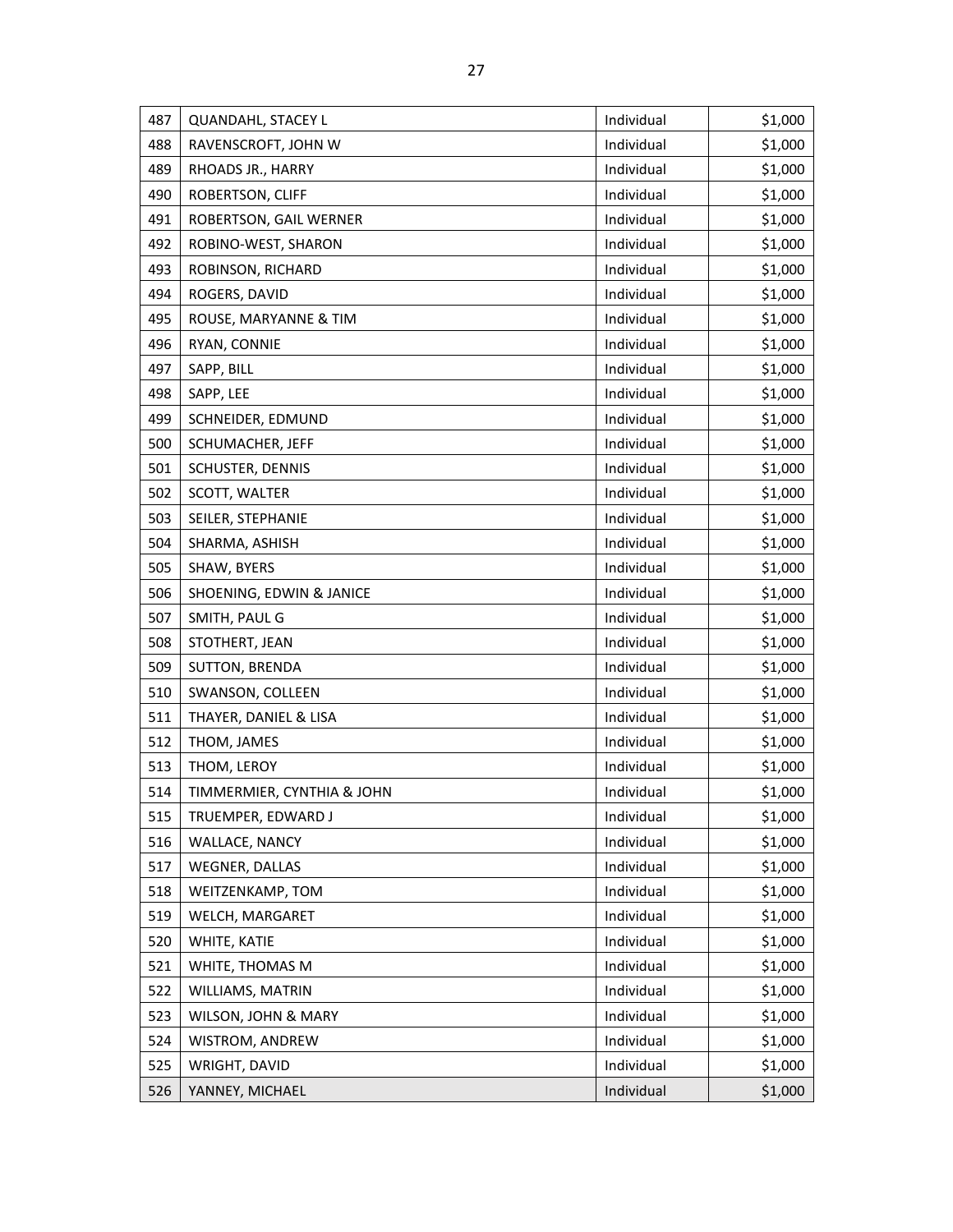| | | | |
|---|---|---|---|
| 487 | QUANDAHL, STACEY L | Individual | $1,000 |
| 488 | RAVENSCROFT, JOHN W | Individual | $1,000 |
| 489 | RHOADS JR., HARRY | Individual | $1,000 |
| 490 | ROBERTSON, CLIFF | Individual | $1,000 |
| 491 | ROBERTSON, GAIL WERNER | Individual | $1,000 |
| 492 | ROBINO-WEST, SHARON | Individual | $1,000 |
| 493 | ROBINSON, RICHARD | Individual | $1,000 |
| 494 | ROGERS, DAVID | Individual | $1,000 |
| 495 | ROUSE, MARYANNE & TIM | Individual | $1,000 |
| 496 | RYAN, CONNIE | Individual | $1,000 |
| 497 | SAPP, BILL | Individual | $1,000 |
| 498 | SAPP, LEE | Individual | $1,000 |
| 499 | SCHNEIDER, EDMUND | Individual | $1,000 |
| 500 | SCHUMACHER, JEFF | Individual | $1,000 |
| 501 | SCHUSTER, DENNIS | Individual | $1,000 |
| 502 | SCOTT, WALTER | Individual | $1,000 |
| 503 | SEILER, STEPHANIE | Individual | $1,000 |
| 504 | SHARMA, ASHISH | Individual | $1,000 |
| 505 | SHAW, BYERS | Individual | $1,000 |
| 506 | SHOENING, EDWIN & JANICE | Individual | $1,000 |
| 507 | SMITH, PAUL G | Individual | $1,000 |
| 508 | STOTHERT, JEAN | Individual | $1,000 |
| 509 | SUTTON, BRENDA | Individual | $1,000 |
| 510 | SWANSON, COLLEEN | Individual | $1,000 |
| 511 | THAYER, DANIEL & LISA | Individual | $1,000 |
| 512 | THOM, JAMES | Individual | $1,000 |
| 513 | THOM, LEROY | Individual | $1,000 |
| 514 | TIMMERMIER, CYNTHIA & JOHN | Individual | $1,000 |
| 515 | TRUEMPER, EDWARD J | Individual | $1,000 |
| 516 | WALLACE, NANCY | Individual | $1,000 |
| 517 | WEGNER, DALLAS | Individual | $1,000 |
| 518 | WEITZENKAMP, TOM | Individual | $1,000 |
| 519 | WELCH, MARGARET | Individual | $1,000 |
| 520 | WHITE, KATIE | Individual | $1,000 |
| 521 | WHITE, THOMAS M | Individual | $1,000 |
| 522 | WILLIAMS, MATRIN | Individual | $1,000 |
| 523 | WILSON, JOHN & MARY | Individual | $1,000 |
| 524 | WISTROM, ANDREW | Individual | $1,000 |
| 525 | WRIGHT, DAVID | Individual | $1,000 |
| 526 | YANNEY, MICHAEL | Individual | $1,000 |